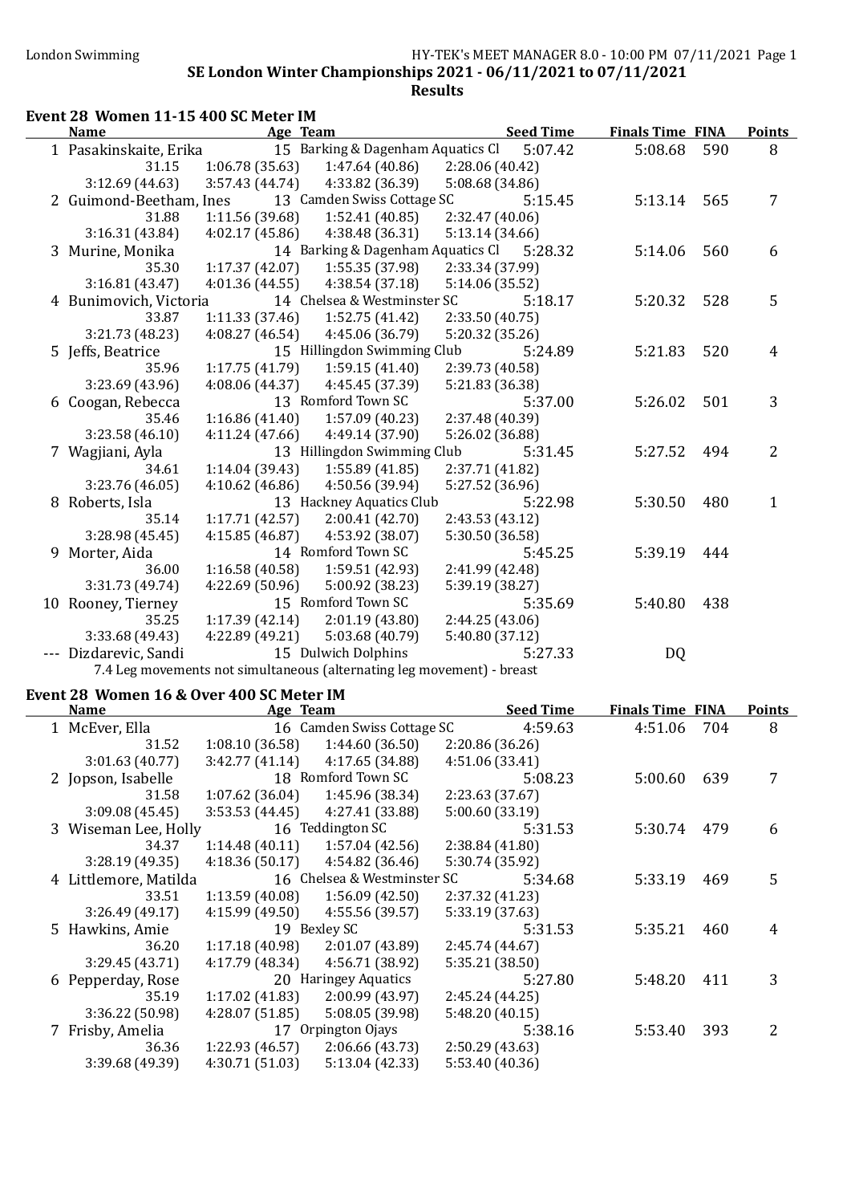London Swimming

SE London Winter Championships 2021 - 06/11/2021 to 07/11/2021

Results

## Event 28 Women 11-15 400 SC Meter IM

| | Name | Age | Team | Seed Time | Finals Time | FINA | Points |
|---|---|---|---|---|---|---|---|
| 1 | Pasakinskaite, Erika | 15 | Barking & Dagenham Aquatics Cl | 5:07.42 | 5:08.68 | 590 | 8 |
| | 31.15 | 1:06.78 (35.63) | 1:47.64 (40.86) | 2:28.06 (40.42) | | | |
| | 3:12.69 (44.63) | 3:57.43 (44.74) | 4:33.82 (36.39) | 5:08.68 (34.86) | | | |
| 2 | Guimond-Beetham, Ines | 13 | Camden Swiss Cottage SC | 5:15.45 | 5:13.14 | 565 | 7 |
| | 31.88 | 1:11.56 (39.68) | 1:52.41 (40.85) | 2:32.47 (40.06) | | | |
| | 3:16.31 (43.84) | 4:02.17 (45.86) | 4:38.48 (36.31) | 5:13.14 (34.66) | | | |
| 3 | Murine, Monika | 14 | Barking & Dagenham Aquatics Cl | 5:28.32 | 5:14.06 | 560 | 6 |
| | 35.30 | 1:17.37 (42.07) | 1:55.35 (37.98) | 2:33.34 (37.99) | | | |
| | 3:16.81 (43.47) | 4:01.36 (44.55) | 4:38.54 (37.18) | 5:14.06 (35.52) | | | |
| 4 | Bunimovich, Victoria | 14 | Chelsea & Westminster SC | 5:18.17 | 5:20.32 | 528 | 5 |
| | 33.87 | 1:11.33 (37.46) | 1:52.75 (41.42) | 2:33.50 (40.75) | | | |
| | 3:21.73 (48.23) | 4:08.27 (46.54) | 4:45.06 (36.79) | 5:20.32 (35.26) | | | |
| 5 | Jeffs, Beatrice | 15 | Hillingdon Swimming Club | 5:24.89 | 5:21.83 | 520 | 4 |
| | 35.96 | 1:17.75 (41.79) | 1:59.15 (41.40) | 2:39.73 (40.58) | | | |
| | 3:23.69 (43.96) | 4:08.06 (44.37) | 4:45.45 (37.39) | 5:21.83 (36.38) | | | |
| 6 | Coogan, Rebecca | 13 | Romford Town SC | 5:37.00 | 5:26.02 | 501 | 3 |
| | 35.46 | 1:16.86 (41.40) | 1:57.09 (40.23) | 2:37.48 (40.39) | | | |
| | 3:23.58 (46.10) | 4:11.24 (47.66) | 4:49.14 (37.90) | 5:26.02 (36.88) | | | |
| 7 | Wagjiani, Ayla | 13 | Hillingdon Swimming Club | 5:31.45 | 5:27.52 | 494 | 2 |
| | 34.61 | 1:14.04 (39.43) | 1:55.89 (41.85) | 2:37.71 (41.82) | | | |
| | 3:23.76 (46.05) | 4:10.62 (46.86) | 4:50.56 (39.94) | 5:27.52 (36.96) | | | |
| 8 | Roberts, Isla | 13 | Hackney Aquatics Club | 5:22.98 | 5:30.50 | 480 | 1 |
| | 35.14 | 1:17.71 (42.57) | 2:00.41 (42.70) | 2:43.53 (43.12) | | | |
| | 3:28.98 (45.45) | 4:15.85 (46.87) | 4:53.92 (38.07) | 5:30.50 (36.58) | | | |
| 9 | Morter, Aida | 14 | Romford Town SC | 5:45.25 | 5:39.19 | 444 | |
| | 36.00 | 1:16.58 (40.58) | 1:59.51 (42.93) | 2:41.99 (42.48) | | | |
| | 3:31.73 (49.74) | 4:22.69 (50.96) | 5:00.92 (38.23) | 5:39.19 (38.27) | | | |
| 10 | Rooney, Tierney | 15 | Romford Town SC | 5:35.69 | 5:40.80 | 438 | |
| | 35.25 | 1:17.39 (42.14) | 2:01.19 (43.80) | 2:44.25 (43.06) | | | |
| | 3:33.68 (49.43) | 4:22.89 (49.21) | 5:03.68 (40.79) | 5:40.80 (37.12) | | | |
| --- | Dizdarevic, Sandi | 15 | Dulwich Dolphins | 5:27.33 | DQ | | |

7.4 Leg movements not simultaneous (alternating leg movement) - breast

## Event 28 Women 16 & Over 400 SC Meter IM

| | Name | Age | Team | Seed Time | Finals Time | FINA | Points |
|---|---|---|---|---|---|---|---|
| 1 | McEver, Ella | 16 | Camden Swiss Cottage SC | 4:59.63 | 4:51.06 | 704 | 8 |
| | 31.52 | 1:08.10 (36.58) | 1:44.60 (36.50) | 2:20.86 (36.26) | | | |
| | 3:01.63 (40.77) | 3:42.77 (41.14) | 4:17.65 (34.88) | 4:51.06 (33.41) | | | |
| 2 | Jopson, Isabelle | 18 | Romford Town SC | 5:08.23 | 5:00.60 | 639 | 7 |
| | 31.58 | 1:07.62 (36.04) | 1:45.96 (38.34) | 2:23.63 (37.67) | | | |
| | 3:09.08 (45.45) | 3:53.53 (44.45) | 4:27.41 (33.88) | 5:00.60 (33.19) | | | |
| 3 | Wiseman Lee, Holly | 16 | Teddington SC | 5:31.53 | 5:30.74 | 479 | 6 |
| | 34.37 | 1:14.48 (40.11) | 1:57.04 (42.56) | 2:38.84 (41.80) | | | |
| | 3:28.19 (49.35) | 4:18.36 (50.17) | 4:54.82 (36.46) | 5:30.74 (35.92) | | | |
| 4 | Littlemore, Matilda | 16 | Chelsea & Westminster SC | 5:34.68 | 5:33.19 | 469 | 5 |
| | 33.51 | 1:13.59 (40.08) | 1:56.09 (42.50) | 2:37.32 (41.23) | | | |
| | 3:26.49 (49.17) | 4:15.99 (49.50) | 4:55.56 (39.57) | 5:33.19 (37.63) | | | |
| 5 | Hawkins, Amie | 19 | Bexley SC | 5:31.53 | 5:35.21 | 460 | 4 |
| | 36.20 | 1:17.18 (40.98) | 2:01.07 (43.89) | 2:45.74 (44.67) | | | |
| | 3:29.45 (43.71) | 4:17.79 (48.34) | 4:56.71 (38.92) | 5:35.21 (38.50) | | | |
| 6 | Pepperday, Rose | 20 | Haringey Aquatics | 5:27.80 | 5:48.20 | 411 | 3 |
| | 35.19 | 1:17.02 (41.83) | 2:00.99 (43.97) | 2:45.24 (44.25) | | | |
| | 3:36.22 (50.98) | 4:28.07 (51.85) | 5:08.05 (39.98) | 5:48.20 (40.15) | | | |
| 7 | Frisby, Amelia | 17 | Orpington Ojays | 5:38.16 | 5:53.40 | 393 | 2 |
| | 36.36 | 1:22.93 (46.57) | 2:06.66 (43.73) | 2:50.29 (43.63) | | | |
| | 3:39.68 (49.39) | 4:30.71 (51.03) | 5:13.04 (42.33) | 5:53.40 (40.36) | | | |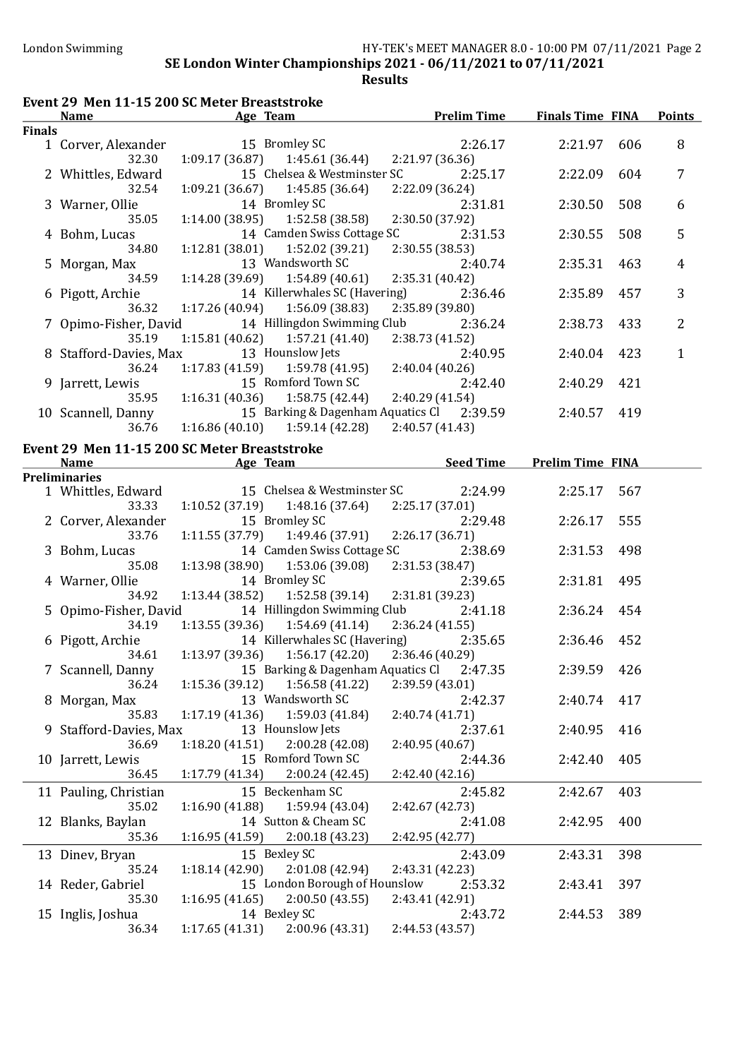SE London Winter Championships 2021 - 06/11/2021 to 07/11/2021

**Results**

## Event 29 Men 11-15 200 SC Meter Breaststroke

| | Name | Age | Team | Prelim Time | Finals Time | FINA | Points |
|---|---|---|---|---|---|---|---|
| **Finals** | | | | | | | |
| 1 | Corver, Alexander | 15 | Bromley SC | 2:26.17 | 2:21.97 | 606 | 8 |
| | 32.30 | 1:09.17 (36.87) | 1:45.61 (36.44) | 2:21.97 (36.36) | | | |
| 2 | Whittles, Edward | 15 | Chelsea & Westminster SC | 2:25.17 | 2:22.09 | 604 | 7 |
| | 32.54 | 1:09.21 (36.67) | 1:45.85 (36.64) | 2:22.09 (36.24) | | | |
| 3 | Warner, Ollie | 14 | Bromley SC | 2:31.81 | 2:30.50 | 508 | 6 |
| | 35.05 | 1:14.00 (38.95) | 1:52.58 (38.58) | 2:30.50 (37.92) | | | |
| 4 | Bohm, Lucas | 14 | Camden Swiss Cottage SC | 2:31.53 | 2:30.55 | 508 | 5 |
| | 34.80 | 1:12.81 (38.01) | 1:52.02 (39.21) | 2:30.55 (38.53) | | | |
| 5 | Morgan, Max | 13 | Wandsworth SC | 2:40.74 | 2:35.31 | 463 | 4 |
| | 34.59 | 1:14.28 (39.69) | 1:54.89 (40.61) | 2:35.31 (40.42) | | | |
| 6 | Pigott, Archie | 14 | Killerwhales SC (Havering) | 2:36.46 | 2:35.89 | 457 | 3 |
| | 36.32 | 1:17.26 (40.94) | 1:56.09 (38.83) | 2:35.89 (39.80) | | | |
| 7 | Opimo-Fisher, David | 14 | Hillingdon Swimming Club | 2:36.24 | 2:38.73 | 433 | 2 |
| | 35.19 | 1:15.81 (40.62) | 1:57.21 (41.40) | 2:38.73 (41.52) | | | |
| 8 | Stafford-Davies, Max | 13 | Hounslow Jets | 2:40.95 | 2:40.04 | 423 | 1 |
| | 36.24 | 1:17.83 (41.59) | 1:59.78 (41.95) | 2:40.04 (40.26) | | | |
| 9 | Jarrett, Lewis | 15 | Romford Town SC | 2:42.40 | 2:40.29 | 421 | |
| | 35.95 | 1:16.31 (40.36) | 1:58.75 (42.44) | 2:40.29 (41.54) | | | |
| 10 | Scannell, Danny | 15 | Barking & Dagenham Aquatics Cl | 2:39.59 | 2:40.57 | 419 | |
| | 36.76 | 1:16.86 (40.10) | 1:59.14 (42.28) | 2:40.57 (41.43) | | | |

## Event 29 Men 11-15 200 SC Meter Breaststroke

| | Name | Age | Team | Seed Time | Prelim Time | FINA |
|---|---|---|---|---|---|---|
| **Preliminaries** | | | | | | |
| 1 | Whittles, Edward | 15 | Chelsea & Westminster SC | 2:24.99 | 2:25.17 | 567 |
| | 33.33 | 1:10.52 (37.19) | 1:48.16 (37.64) | 2:25.17 (37.01) | | |
| 2 | Corver, Alexander | 15 | Bromley SC | 2:29.48 | 2:26.17 | 555 |
| | 33.76 | 1:11.55 (37.79) | 1:49.46 (37.91) | 2:26.17 (36.71) | | |
| 3 | Bohm, Lucas | 14 | Camden Swiss Cottage SC | 2:38.69 | 2:31.53 | 498 |
| | 35.08 | 1:13.98 (38.90) | 1:53.06 (39.08) | 2:31.53 (38.47) | | |
| 4 | Warner, Ollie | 14 | Bromley SC | 2:39.65 | 2:31.81 | 495 |
| | 34.92 | 1:13.44 (38.52) | 1:52.58 (39.14) | 2:31.81 (39.23) | | |
| 5 | Opimo-Fisher, David | 14 | Hillingdon Swimming Club | 2:41.18 | 2:36.24 | 454 |
| | 34.19 | 1:13.55 (39.36) | 1:54.69 (41.14) | 2:36.24 (41.55) | | |
| 6 | Pigott, Archie | 14 | Killerwhales SC (Havering) | 2:35.65 | 2:36.46 | 452 |
| | 34.61 | 1:13.97 (39.36) | 1:56.17 (42.20) | 2:36.46 (40.29) | | |
| 7 | Scannell, Danny | 15 | Barking & Dagenham Aquatics Cl | 2:47.35 | 2:39.59 | 426 |
| | 36.24 | 1:15.36 (39.12) | 1:56.58 (41.22) | 2:39.59 (43.01) | | |
| 8 | Morgan, Max | 13 | Wandsworth SC | 2:42.37 | 2:40.74 | 417 |
| | 35.83 | 1:17.19 (41.36) | 1:59.03 (41.84) | 2:40.74 (41.71) | | |
| 9 | Stafford-Davies, Max | 13 | Hounslow Jets | 2:37.61 | 2:40.95 | 416 |
| | 36.69 | 1:18.20 (41.51) | 2:00.28 (42.08) | 2:40.95 (40.67) | | |
| 10 | Jarrett, Lewis | 15 | Romford Town SC | 2:44.36 | 2:42.40 | 405 |
| | 36.45 | 1:17.79 (41.34) | 2:00.24 (42.45) | 2:42.40 (42.16) | | |
| 11 | Pauling, Christian | 15 | Beckenham SC | 2:45.82 | 2:42.67 | 403 |
| | 35.02 | 1:16.90 (41.88) | 1:59.94 (43.04) | 2:42.67 (42.73) | | |
| 12 | Blanks, Baylan | 14 | Sutton & Cheam SC | 2:41.08 | 2:42.95 | 400 |
| | 35.36 | 1:16.95 (41.59) | 2:00.18 (43.23) | 2:42.95 (42.77) | | |
| 13 | Dinev, Bryan | 15 | Bexley SC | 2:43.09 | 2:43.31 | 398 |
| | 35.24 | 1:18.14 (42.90) | 2:01.08 (42.94) | 2:43.31 (42.23) | | |
| 14 | Reder, Gabriel | 15 | London Borough of Hounslow | 2:53.32 | 2:43.41 | 397 |
| | 35.30 | 1:16.95 (41.65) | 2:00.50 (43.55) | 2:43.41 (42.91) | | |
| 15 | Inglis, Joshua | 14 | Bexley SC | 2:43.72 | 2:44.53 | 389 |
| | 36.34 | 1:17.65 (41.31) | 2:00.96 (43.31) | 2:44.53 (43.57) | | |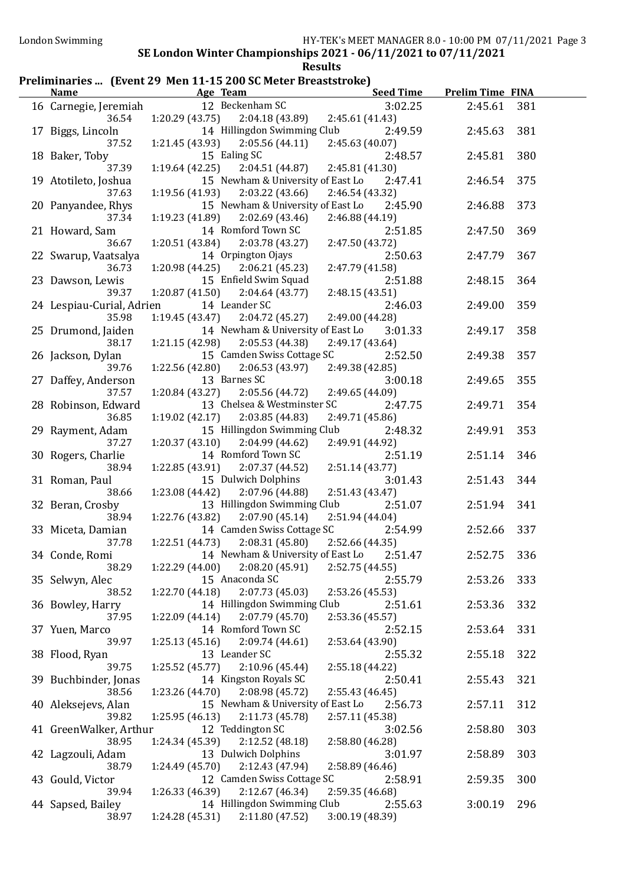## SE London Winter Championships 2021 - 06/11/2021 to 07/11/2021

### Results

#### Preliminaries ... (Event 29 Men 11-15 200 SC Meter Breaststroke)

| | Name | Age | Team | Seed Time | Prelim Time | FINA |
|---|---|---|---|---|---|---|
| 16 | Carnegie, Jeremiah | 12 | Beckenham SC | 3:02.25 | 2:45.61 | 381 |
| | 36.54 | 1:20.29 (43.75) | 2:04.18 (43.89) | 2:45.61 (41.43) | | |
| 17 | Biggs, Lincoln | 14 | Hillingdon Swimming Club | 2:49.59 | 2:45.63 | 381 |
| | 37.52 | 1:21.45 (43.93) | 2:05.56 (44.11) | 2:45.63 (40.07) | | |
| 18 | Baker, Toby | 15 | Ealing SC | 2:48.57 | 2:45.81 | 380 |
| | 37.39 | 1:19.64 (42.25) | 2:04.51 (44.87) | 2:45.81 (41.30) | | |
| 19 | Atotileto, Joshua | 15 | Newham & University of East Lo | 2:47.41 | 2:46.54 | 375 |
| | 37.63 | 1:19.56 (41.93) | 2:03.22 (43.66) | 2:46.54 (43.32) | | |
| 20 | Panyandee, Rhys | 15 | Newham & University of East Lo | 2:45.90 | 2:46.88 | 373 |
| | 37.34 | 1:19.23 (41.89) | 2:02.69 (43.46) | 2:46.88 (44.19) | | |
| 21 | Howard, Sam | 14 | Romford Town SC | 2:51.85 | 2:47.50 | 369 |
| | 36.67 | 1:20.51 (43.84) | 2:03.78 (43.27) | 2:47.50 (43.72) | | |
| 22 | Swarup, Vaatsalya | 14 | Orpington Ojays | 2:50.63 | 2:47.79 | 367 |
| | 36.73 | 1:20.98 (44.25) | 2:06.21 (45.23) | 2:47.79 (41.58) | | |
| 23 | Dawson, Lewis | 15 | Enfield Swim Squad | 2:51.88 | 2:48.15 | 364 |
| | 39.37 | 1:20.87 (41.50) | 2:04.64 (43.77) | 2:48.15 (43.51) | | |
| 24 | Lespiau-Curial, Adrien | 14 | Leander SC | 2:46.03 | 2:49.00 | 359 |
| | 35.98 | 1:19.45 (43.47) | 2:04.72 (45.27) | 2:49.00 (44.28) | | |
| 25 | Drumond, Jaiden | 14 | Newham & University of East Lo | 3:01.33 | 2:49.17 | 358 |
| | 38.17 | 1:21.15 (42.98) | 2:05.53 (44.38) | 2:49.17 (43.64) | | |
| 26 | Jackson, Dylan | 15 | Camden Swiss Cottage SC | 2:52.50 | 2:49.38 | 357 |
| | 39.76 | 1:22.56 (42.80) | 2:06.53 (43.97) | 2:49.38 (42.85) | | |
| 27 | Daffey, Anderson | 13 | Barnes SC | 3:00.18 | 2:49.65 | 355 |
| | 37.57 | 1:20.84 (43.27) | 2:05.56 (44.72) | 2:49.65 (44.09) | | |
| 28 | Robinson, Edward | 13 | Chelsea & Westminster SC | 2:47.75 | 2:49.71 | 354 |
| | 36.85 | 1:19.02 (42.17) | 2:03.85 (44.83) | 2:49.71 (45.86) | | |
| 29 | Rayment, Adam | 15 | Hillingdon Swimming Club | 2:48.32 | 2:49.91 | 353 |
| | 37.27 | 1:20.37 (43.10) | 2:04.99 (44.62) | 2:49.91 (44.92) | | |
| 30 | Rogers, Charlie | 14 | Romford Town SC | 2:51.19 | 2:51.14 | 346 |
| | 38.94 | 1:22.85 (43.91) | 2:07.37 (44.52) | 2:51.14 (43.77) | | |
| 31 | Roman, Paul | 15 | Dulwich Dolphins | 3:01.43 | 2:51.43 | 344 |
| | 38.66 | 1:23.08 (44.42) | 2:07.96 (44.88) | 2:51.43 (43.47) | | |
| 32 | Beran, Crosby | 13 | Hillingdon Swimming Club | 2:51.07 | 2:51.94 | 341 |
| | 38.94 | 1:22.76 (43.82) | 2:07.90 (45.14) | 2:51.94 (44.04) | | |
| 33 | Miceta, Damian | 14 | Camden Swiss Cottage SC | 2:54.99 | 2:52.66 | 337 |
| | 37.78 | 1:22.51 (44.73) | 2:08.31 (45.80) | 2:52.66 (44.35) | | |
| 34 | Conde, Romi | 14 | Newham & University of East Lo | 2:51.47 | 2:52.75 | 336 |
| | 38.29 | 1:22.29 (44.00) | 2:08.20 (45.91) | 2:52.75 (44.55) | | |
| 35 | Selwyn, Alec | 15 | Anaconda SC | 2:55.79 | 2:53.26 | 333 |
| | 38.52 | 1:22.70 (44.18) | 2:07.73 (45.03) | 2:53.26 (45.53) | | |
| 36 | Bowley, Harry | 14 | Hillingdon Swimming Club | 2:51.61 | 2:53.36 | 332 |
| | 37.95 | 1:22.09 (44.14) | 2:07.79 (45.70) | 2:53.36 (45.57) | | |
| 37 | Yuen, Marco | 14 | Romford Town SC | 2:52.15 | 2:53.64 | 331 |
| | 39.97 | 1:25.13 (45.16) | 2:09.74 (44.61) | 2:53.64 (43.90) | | |
| 38 | Flood, Ryan | 13 | Leander SC | 2:55.32 | 2:55.18 | 322 |
| | 39.75 | 1:25.52 (45.77) | 2:10.96 (45.44) | 2:55.18 (44.22) | | |
| 39 | Buchbinder, Jonas | 14 | Kingston Royals SC | 2:50.41 | 2:55.43 | 321 |
| | 38.56 | 1:23.26 (44.70) | 2:08.98 (45.72) | 2:55.43 (46.45) | | |
| 40 | Aleksejevs, Alan | 15 | Newham & University of East Lo | 2:56.73 | 2:57.11 | 312 |
| | 39.82 | 1:25.95 (46.13) | 2:11.73 (45.78) | 2:57.11 (45.38) | | |
| 41 | GreenWalker, Arthur | 12 | Teddington SC | 3:02.56 | 2:58.80 | 303 |
| | 38.95 | 1:24.34 (45.39) | 2:12.52 (48.18) | 2:58.80 (46.28) | | |
| 42 | Lagzouli, Adam | 13 | Dulwich Dolphins | 3:01.97 | 2:58.89 | 303 |
| | 38.79 | 1:24.49 (45.70) | 2:12.43 (47.94) | 2:58.89 (46.46) | | |
| 43 | Gould, Victor | 12 | Camden Swiss Cottage SC | 2:58.91 | 2:59.35 | 300 |
| | 39.94 | 1:26.33 (46.39) | 2:12.67 (46.34) | 2:59.35 (46.68) | | |
| 44 | Sapsed, Bailey | 14 | Hillingdon Swimming Club | 2:55.63 | 3:00.19 | 296 |
| | 38.97 | 1:24.28 (45.31) | 2:11.80 (47.52) | 3:00.19 (48.39) | | |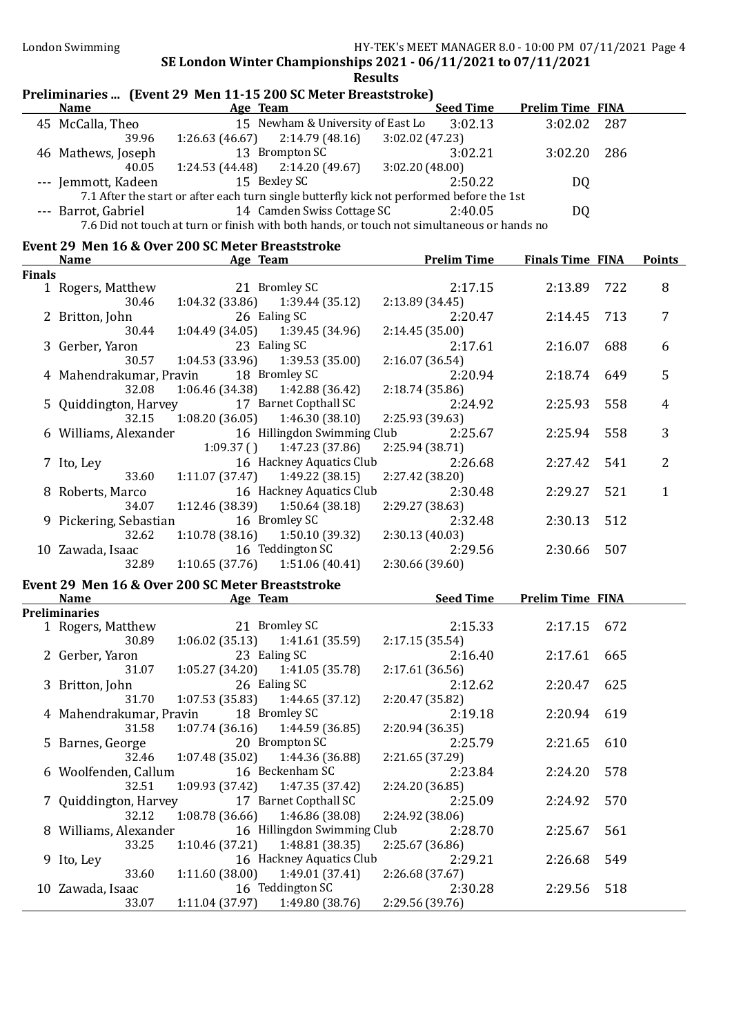SE London Winter Championships 2021 - 06/11/2021 to 07/11/2021

Results

## Preliminaries ... (Event 29 Men 11-15 200 SC Meter Breaststroke)

| | Name | Age | Team | Seed Time | Prelim Time | FINA |
|---|---|---|---|---|---|---|
| 45 | McCalla, Theo | 15 | Newham & University of East Lo | 3:02.13 | 3:02.02 | 287 |
| | 39.96 | 1:26.63 (46.67) | 2:14.79 (48.16) | 3:02.02 (47.23) | | |
| 46 | Mathews, Joseph | 13 | Brompton SC | 3:02.21 | 3:02.20 | 286 |
| | 40.05 | 1:24.53 (44.48) | 2:14.20 (49.67) | 3:02.20 (48.00) | | |
| --- | Jemmott, Kadeen | 15 | Bexley SC | 2:50.22 | DQ | |
| | 7.1 After the start or after each turn single butterfly kick not performed before the 1st | | | | | |
| --- | Barrot, Gabriel | 14 | Camden Swiss Cottage SC | 2:40.05 | DQ | |
| | 7.6 Did not touch at turn or finish with both hands, or touch not simultaneous or hands no | | | | | |

## Event 29 Men 16 & Over 200 SC Meter Breaststroke

**Finals**

| | Name | Age | Team | Prelim Time | Finals Time | FINA | Points |
|---|---|---|---|---|---|---|---|
| 1 | Rogers, Matthew | 21 | Bromley SC | 2:17.15 | 2:13.89 | 722 | 8 |
| | 30.46 | 1:04.32 (33.86) | 1:39.44 (35.12) | 2:13.89 (34.45) | | | |
| 2 | Britton, John | 26 | Ealing SC | 2:20.47 | 2:14.45 | 713 | 7 |
| | 30.44 | 1:04.49 (34.05) | 1:39.45 (34.96) | 2:14.45 (35.00) | | | |
| 3 | Gerber, Yaron | 23 | Ealing SC | 2:17.61 | 2:16.07 | 688 | 6 |
| | 30.57 | 1:04.53 (33.96) | 1:39.53 (35.00) | 2:16.07 (36.54) | | | |
| 4 | Mahendrakumar, Pravin | 18 | Bromley SC | 2:20.94 | 2:18.74 | 649 | 5 |
| | 32.08 | 1:06.46 (34.38) | 1:42.88 (36.42) | 2:18.74 (35.86) | | | |
| 5 | Quiddington, Harvey | 17 | Barnet Copthall SC | 2:24.92 | 2:25.93 | 558 | 4 |
| | 32.15 | 1:08.20 (36.05) | 1:46.30 (38.10) | 2:25.93 (39.63) | | | |
| 6 | Williams, Alexander | 16 | Hillingdon Swimming Club | 2:25.67 | 2:25.94 | 558 | 3 |
| | | 1:09.37 ( ) | 1:47.23 (37.86) | 2:25.94 (38.71) | | | |
| 7 | Ito, Ley | 16 | Hackney Aquatics Club | 2:26.68 | 2:27.42 | 541 | 2 |
| | 33.60 | 1:11.07 (37.47) | 1:49.22 (38.15) | 2:27.42 (38.20) | | | |
| 8 | Roberts, Marco | 16 | Hackney Aquatics Club | 2:30.48 | 2:29.27 | 521 | 1 |
| | 34.07 | 1:12.46 (38.39) | 1:50.64 (38.18) | 2:29.27 (38.63) | | | |
| 9 | Pickering, Sebastian | 16 | Bromley SC | 2:32.48 | 2:30.13 | 512 | |
| | 32.62 | 1:10.78 (38.16) | 1:50.10 (39.32) | 2:30.13 (40.03) | | | |
| 10 | Zawada, Isaac | 16 | Teddington SC | 2:29.56 | 2:30.66 | 507 | |
| | 32.89 | 1:10.65 (37.76) | 1:51.06 (40.41) | 2:30.66 (39.60) | | | |

## Event 29 Men 16 & Over 200 SC Meter Breaststroke

**Preliminaries**

| | Name | Age | Team | Seed Time | Prelim Time | FINA |
|---|---|---|---|---|---|---|
| 1 | Rogers, Matthew | 21 | Bromley SC | 2:15.33 | 2:17.15 | 672 |
| | 30.89 | 1:06.02 (35.13) | 1:41.61 (35.59) | 2:17.15 (35.54) | | |
| 2 | Gerber, Yaron | 23 | Ealing SC | 2:16.40 | 2:17.61 | 665 |
| | 31.07 | 1:05.27 (34.20) | 1:41.05 (35.78) | 2:17.61 (36.56) | | |
| 3 | Britton, John | 26 | Ealing SC | 2:12.62 | 2:20.47 | 625 |
| | 31.70 | 1:07.53 (35.83) | 1:44.65 (37.12) | 2:20.47 (35.82) | | |
| 4 | Mahendrakumar, Pravin | 18 | Bromley SC | 2:19.18 | 2:20.94 | 619 |
| | 31.58 | 1:07.74 (36.16) | 1:44.59 (36.85) | 2:20.94 (36.35) | | |
| 5 | Barnes, George | 20 | Brompton SC | 2:25.79 | 2:21.65 | 610 |
| | 32.46 | 1:07.48 (35.02) | 1:44.36 (36.88) | 2:21.65 (37.29) | | |
| 6 | Woolfenden, Callum | 16 | Beckenham SC | 2:23.84 | 2:24.20 | 578 |
| | 32.51 | 1:09.93 (37.42) | 1:47.35 (37.42) | 2:24.20 (36.85) | | |
| 7 | Quiddington, Harvey | 17 | Barnet Copthall SC | 2:25.09 | 2:24.92 | 570 |
| | 32.12 | 1:08.78 (36.66) | 1:46.86 (38.08) | 2:24.92 (38.06) | | |
| 8 | Williams, Alexander | 16 | Hillingdon Swimming Club | 2:28.70 | 2:25.67 | 561 |
| | 33.25 | 1:10.46 (37.21) | 1:48.81 (38.35) | 2:25.67 (36.86) | | |
| 9 | Ito, Ley | 16 | Hackney Aquatics Club | 2:29.21 | 2:26.68 | 549 |
| | 33.60 | 1:11.60 (38.00) | 1:49.01 (37.41) | 2:26.68 (37.67) | | |
| 10 | Zawada, Isaac | 16 | Teddington SC | 2:30.28 | 2:29.56 | 518 |
| | 33.07 | 1:11.04 (37.97) | 1:49.80 (38.76) | 2:29.56 (39.76) | | |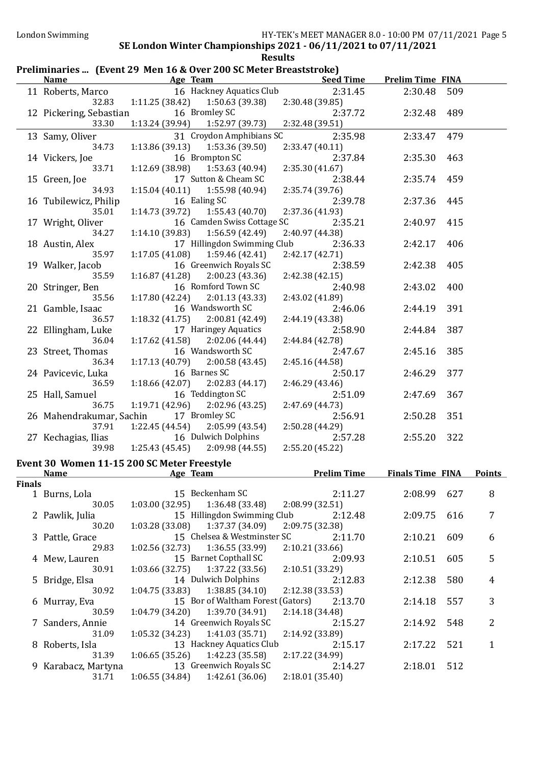SE London Winter Championships 2021 - 06/11/2021 to 07/11/2021

**Results**

## Preliminaries ... (Event 29 Men 16 & Over 200 SC Meter Breaststroke)

| | Name | Age | Team | Seed Time | Prelim Time | FINA |
|---|---|---|---|---|---|---|
| 11 | Roberts, Marco | 16 | Hackney Aquatics Club | 2:31.45 | 2:30.48 | 509 |
| | 32.83 | 1:11.25 (38.42) | 1:50.63 (39.38) | 2:30.48 (39.85) | | |
| 12 | Pickering, Sebastian | 16 | Bromley SC | 2:37.72 | 2:32.48 | 489 |
| | 33.30 | 1:13.24 (39.94) | 1:52.97 (39.73) | 2:32.48 (39.51) | | |
| 13 | Samy, Oliver | 31 | Croydon Amphibians SC | 2:35.98 | 2:33.47 | 479 |
| | 34.73 | 1:13.86 (39.13) | 1:53.36 (39.50) | 2:33.47 (40.11) | | |
| 14 | Vickers, Joe | 16 | Brompton SC | 2:37.84 | 2:35.30 | 463 |
| | 33.71 | 1:12.69 (38.98) | 1:53.63 (40.94) | 2:35.30 (41.67) | | |
| 15 | Green, Joe | 17 | Sutton & Cheam SC | 2:38.44 | 2:35.74 | 459 |
| | 34.93 | 1:15.04 (40.11) | 1:55.98 (40.94) | 2:35.74 (39.76) | | |
| 16 | Tubilewicz, Philip | 16 | Ealing SC | 2:39.78 | 2:37.36 | 445 |
| | 35.01 | 1:14.73 (39.72) | 1:55.43 (40.70) | 2:37.36 (41.93) | | |
| 17 | Wright, Oliver | 16 | Camden Swiss Cottage SC | 2:35.21 | 2:40.97 | 415 |
| | 34.27 | 1:14.10 (39.83) | 1:56.59 (42.49) | 2:40.97 (44.38) | | |
| 18 | Austin, Alex | 17 | Hillingdon Swimming Club | 2:36.33 | 2:42.17 | 406 |
| | 35.97 | 1:17.05 (41.08) | 1:59.46 (42.41) | 2:42.17 (42.71) | | |
| 19 | Walker, Jacob | 16 | Greenwich Royals SC | 2:38.59 | 2:42.38 | 405 |
| | 35.59 | 1:16.87 (41.28) | 2:00.23 (43.36) | 2:42.38 (42.15) | | |
| 20 | Stringer, Ben | 16 | Romford Town SC | 2:40.98 | 2:43.02 | 400 |
| | 35.56 | 1:17.80 (42.24) | 2:01.13 (43.33) | 2:43.02 (41.89) | | |
| 21 | Gamble, Isaac | 16 | Wandsworth SC | 2:46.06 | 2:44.19 | 391 |
| | 36.57 | 1:18.32 (41.75) | 2:00.81 (42.49) | 2:44.19 (43.38) | | |
| 22 | Ellingham, Luke | 17 | Haringey Aquatics | 2:58.90 | 2:44.84 | 387 |
| | 36.04 | 1:17.62 (41.58) | 2:02.06 (44.44) | 2:44.84 (42.78) | | |
| 23 | Street, Thomas | 16 | Wandsworth SC | 2:47.67 | 2:45.16 | 385 |
| | 36.34 | 1:17.13 (40.79) | 2:00.58 (43.45) | 2:45.16 (44.58) | | |
| 24 | Pavicevic, Luka | 16 | Barnes SC | 2:50.17 | 2:46.29 | 377 |
| | 36.59 | 1:18.66 (42.07) | 2:02.83 (44.17) | 2:46.29 (43.46) | | |
| 25 | Hall, Samuel | 16 | Teddington SC | 2:51.09 | 2:47.69 | 367 |
| | 36.75 | 1:19.71 (42.96) | 2:02.96 (43.25) | 2:47.69 (44.73) | | |
| 26 | Mahendrakumar, Sachin | 17 | Bromley SC | 2:56.91 | 2:50.28 | 351 |
| | 37.91 | 1:22.45 (44.54) | 2:05.99 (43.54) | 2:50.28 (44.29) | | |
| 27 | Kechagias, Ilias | 16 | Dulwich Dolphins | 2:57.28 | 2:55.20 | 322 |
| | 39.98 | 1:25.43 (45.45) | 2:09.98 (44.55) | 2:55.20 (45.22) | | |

## Event 30 Women 11-15 200 SC Meter Freestyle

| | Name | Age | Team | Prelim Time | Finals Time | FINA | Points |
|---|---|---|---|---|---|---|---|
| **Finals** | | | | | | | |
| 1 | Burns, Lola | 15 | Beckenham SC | 2:11.27 | 2:08.99 | 627 | 8 |
| | 30.05 | 1:03.00 (32.95) | 1:36.48 (33.48) | 2:08.99 (32.51) | | | |
| 2 | Pawlik, Julia | 15 | Hillingdon Swimming Club | 2:12.48 | 2:09.75 | 616 | 7 |
| | 30.20 | 1:03.28 (33.08) | 1:37.37 (34.09) | 2:09.75 (32.38) | | | |
| 3 | Pattle, Grace | 15 | Chelsea & Westminster SC | 2:11.70 | 2:10.21 | 609 | 6 |
| | 29.83 | 1:02.56 (32.73) | 1:36.55 (33.99) | 2:10.21 (33.66) | | | |
| 4 | Mew, Lauren | 15 | Barnet Copthall SC | 2:09.93 | 2:10.51 | 605 | 5 |
| | 30.91 | 1:03.66 (32.75) | 1:37.22 (33.56) | 2:10.51 (33.29) | | | |
| 5 | Bridge, Elsa | 14 | Dulwich Dolphins | 2:12.83 | 2:12.38 | 580 | 4 |
| | 30.92 | 1:04.75 (33.83) | 1:38.85 (34.10) | 2:12.38 (33.53) | | | |
| 6 | Murray, Eva | 15 | Bor of Waltham Forest (Gators) | 2:13.70 | 2:14.18 | 557 | 3 |
| | 30.59 | 1:04.79 (34.20) | 1:39.70 (34.91) | 2:14.18 (34.48) | | | |
| 7 | Sanders, Annie | 14 | Greenwich Royals SC | 2:15.27 | 2:14.92 | 548 | 2 |
| | 31.09 | 1:05.32 (34.23) | 1:41.03 (35.71) | 2:14.92 (33.89) | | | |
| 8 | Roberts, Isla | 13 | Hackney Aquatics Club | 2:15.17 | 2:17.22 | 521 | 1 |
| | 31.39 | 1:06.65 (35.26) | 1:42.23 (35.58) | 2:17.22 (34.99) | | | |
| 9 | Karabacz, Martyna | 13 | Greenwich Royals SC | 2:14.27 | 2:18.01 | 512 | |
| | 31.71 | 1:06.55 (34.84) | 1:42.61 (36.06) | 2:18.01 (35.40) | | | |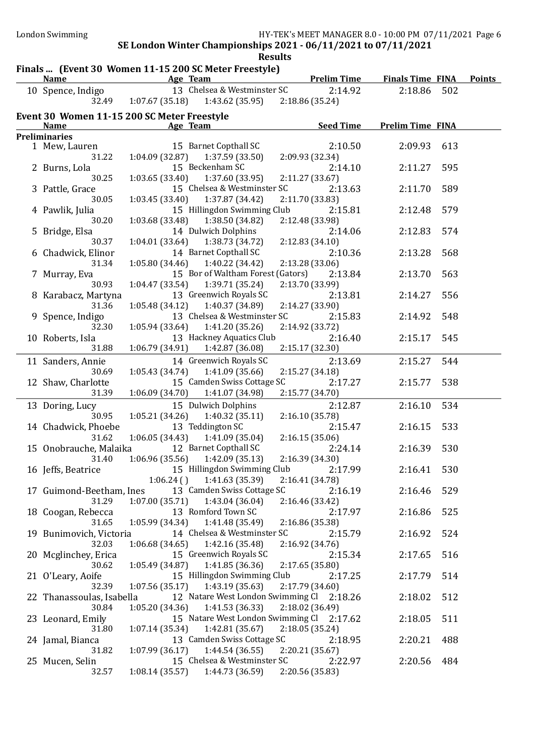SE London Winter Championships 2021 - 06/11/2021 to 07/11/2021

Results

## Finals ... (Event 30 Women 11-15 200 SC Meter Freestyle)

| | Name | Age | Team | Prelim Time | Finals Time | FINA | Points |
|---|---|---|---|---|---|---|---|
| 10 | Spence, Indigo | 13 | Chelsea & Westminster SC | 2:14.92 | 2:18.86 | 502 | |
| | 32.49 | 1:07.67 (35.18) | 1:43.62 (35.95) | 2:18.86 (35.24) | | | |

## Event 30 Women 11-15 200 SC Meter Freestyle

| | Name | Age | Team | Seed Time | Prelim Time | FINA |
|---|---|---|---|---|---|---|
| **Preliminaries** | | | | | | |
| 1 | Mew, Lauren | 15 | Barnet Copthall SC | 2:10.50 | 2:09.93 | 613 |
| | 31.22 | 1:04.09 (32.87) | 1:37.59 (33.50) | 2:09.93 (32.34) | | |
| 2 | Burns, Lola | 15 | Beckenham SC | 2:14.10 | 2:11.27 | 595 |
| | 30.25 | 1:03.65 (33.40) | 1:37.60 (33.95) | 2:11.27 (33.67) | | |
| 3 | Pattle, Grace | 15 | Chelsea & Westminster SC | 2:13.63 | 2:11.70 | 589 |
| | 30.05 | 1:03.45 (33.40) | 1:37.87 (34.42) | 2:11.70 (33.83) | | |
| 4 | Pawlik, Julia | 15 | Hillingdon Swimming Club | 2:15.81 | 2:12.48 | 579 |
| | 30.20 | 1:03.68 (33.48) | 1:38.50 (34.82) | 2:12.48 (33.98) | | |
| 5 | Bridge, Elsa | 14 | Dulwich Dolphins | 2:14.06 | 2:12.83 | 574 |
| | 30.37 | 1:04.01 (33.64) | 1:38.73 (34.72) | 2:12.83 (34.10) | | |
| 6 | Chadwick, Elinor | 14 | Barnet Copthall SC | 2:10.36 | 2:13.28 | 568 |
| | 31.34 | 1:05.80 (34.46) | 1:40.22 (34.42) | 2:13.28 (33.06) | | |
| 7 | Murray, Eva | 15 | Bor of Waltham Forest (Gators) | 2:13.84 | 2:13.70 | 563 |
| | 30.93 | 1:04.47 (33.54) | 1:39.71 (35.24) | 2:13.70 (33.99) | | |
| 8 | Karabacz, Martyna | 13 | Greenwich Royals SC | 2:13.81 | 2:14.27 | 556 |
| | 31.36 | 1:05.48 (34.12) | 1:40.37 (34.89) | 2:14.27 (33.90) | | |
| 9 | Spence, Indigo | 13 | Chelsea & Westminster SC | 2:15.83 | 2:14.92 | 548 |
| | 32.30 | 1:05.94 (33.64) | 1:41.20 (35.26) | 2:14.92 (33.72) | | |
| 10 | Roberts, Isla | 13 | Hackney Aquatics Club | 2:16.40 | 2:15.17 | 545 |
| | 31.88 | 1:06.79 (34.91) | 1:42.87 (36.08) | 2:15.17 (32.30) | | |
| 11 | Sanders, Annie | 14 | Greenwich Royals SC | 2:13.69 | 2:15.27 | 544 |
| | 30.69 | 1:05.43 (34.74) | 1:41.09 (35.66) | 2:15.27 (34.18) | | |
| 12 | Shaw, Charlotte | 15 | Camden Swiss Cottage SC | 2:17.27 | 2:15.77 | 538 |
| | 31.39 | 1:06.09 (34.70) | 1:41.07 (34.98) | 2:15.77 (34.70) | | |
| 13 | Doring, Lucy | 15 | Dulwich Dolphins | 2:12.87 | 2:16.10 | 534 |
| | 30.95 | 1:05.21 (34.26) | 1:40.32 (35.11) | 2:16.10 (35.78) | | |
| 14 | Chadwick, Phoebe | 13 | Teddington SC | 2:15.47 | 2:16.15 | 533 |
| | 31.62 | 1:06.05 (34.43) | 1:41.09 (35.04) | 2:16.15 (35.06) | | |
| 15 | Onobrauche, Malaika | 12 | Barnet Copthall SC | 2:24.14 | 2:16.39 | 530 |
| | 31.40 | 1:06.96 (35.56) | 1:42.09 (35.13) | 2:16.39 (34.30) | | |
| 16 | Jeffs, Beatrice | 15 | Hillingdon Swimming Club | 2:17.99 | 2:16.41 | 530 |
| | | 1:06.24 ( ) | 1:41.63 (35.39) | 2:16.41 (34.78) | | |
| 17 | Guimond-Beetham, Ines | 13 | Camden Swiss Cottage SC | 2:16.19 | 2:16.46 | 529 |
| | 31.29 | 1:07.00 (35.71) | 1:43.04 (36.04) | 2:16.46 (33.42) | | |
| 18 | Coogan, Rebecca | 13 | Romford Town SC | 2:17.97 | 2:16.86 | 525 |
| | 31.65 | 1:05.99 (34.34) | 1:41.48 (35.49) | 2:16.86 (35.38) | | |
| 19 | Bunimovich, Victoria | 14 | Chelsea & Westminster SC | 2:15.79 | 2:16.92 | 524 |
| | 32.03 | 1:06.68 (34.65) | 1:42.16 (35.48) | 2:16.92 (34.76) | | |
| 20 | Mcglinchey, Erica | 15 | Greenwich Royals SC | 2:15.34 | 2:17.65 | 516 |
| | 30.62 | 1:05.49 (34.87) | 1:41.85 (36.36) | 2:17.65 (35.80) | | |
| 21 | O'Leary, Aoife | 15 | Hillingdon Swimming Club | 2:17.25 | 2:17.79 | 514 |
| | 32.39 | 1:07.56 (35.17) | 1:43.19 (35.63) | 2:17.79 (34.60) | | |
| 22 | Thanassoulas, Isabella | 12 | Natare West London Swimming Cl | 2:18.26 | 2:18.02 | 512 |
| | 30.84 | 1:05.20 (34.36) | 1:41.53 (36.33) | 2:18.02 (36.49) | | |
| 23 | Leonard, Emily | 15 | Natare West London Swimming Cl | 2:17.62 | 2:18.05 | 511 |
| | 31.80 | 1:07.14 (35.34) | 1:42.81 (35.67) | 2:18.05 (35.24) | | |
| 24 | Jamal, Bianca | 13 | Camden Swiss Cottage SC | 2:18.95 | 2:20.21 | 488 |
| | 31.82 | 1:07.99 (36.17) | 1:44.54 (36.55) | 2:20.21 (35.67) | | |
| 25 | Mucen, Selin | 15 | Chelsea & Westminster SC | 2:22.97 | 2:20.56 | 484 |
| | 32.57 | 1:08.14 (35.57) | 1:44.73 (36.59) | 2:20.56 (35.83) | | |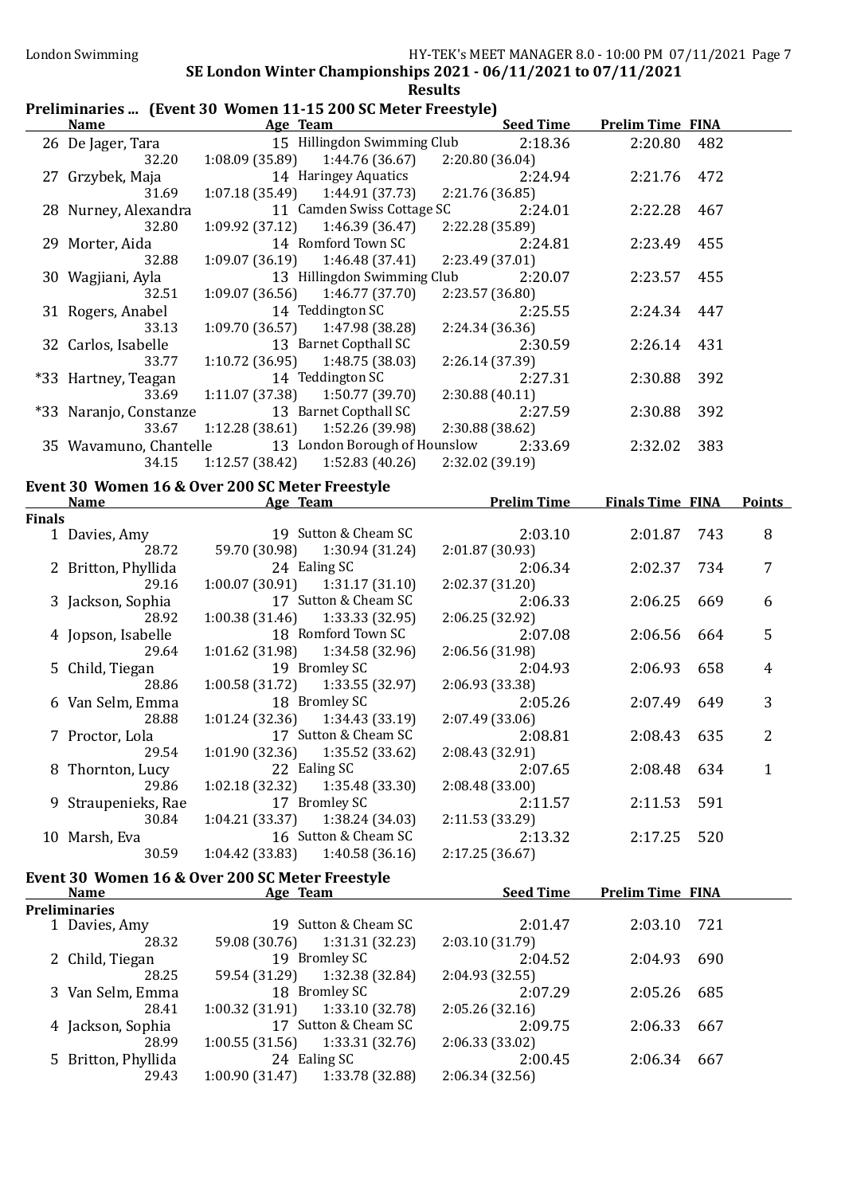## SE London Winter Championships 2021 - 06/11/2021 to 07/11/2021

### Results

### Preliminaries ... (Event 30 Women 11-15 200 SC Meter Freestyle)

| | Name | Age | Team | Seed Time | Prelim Time | FINA |
|---|---|---|---|---|---|---|
| 26 | De Jager, Tara | 15 | Hillingdon Swimming Club | 2:18.36 | 2:20.80 | 482 |
| | 32.20 | 1:08.09 (35.89) | 1:44.76 (36.67) | 2:20.80 (36.04) | | |
| 27 | Grzybek, Maja | 14 | Haringey Aquatics | 2:24.94 | 2:21.76 | 472 |
| | 31.69 | 1:07.18 (35.49) | 1:44.91 (37.73) | 2:21.76 (36.85) | | |
| 28 | Nurney, Alexandra | 11 | Camden Swiss Cottage SC | 2:24.01 | 2:22.28 | 467 |
| | 32.80 | 1:09.92 (37.12) | 1:46.39 (36.47) | 2:22.28 (35.89) | | |
| 29 | Morter, Aida | 14 | Romford Town SC | 2:24.81 | 2:23.49 | 455 |
| | 32.88 | 1:09.07 (36.19) | 1:46.48 (37.41) | 2:23.49 (37.01) | | |
| 30 | Wagjiani, Ayla | 13 | Hillingdon Swimming Club | 2:20.07 | 2:23.57 | 455 |
| | 32.51 | 1:09.07 (36.56) | 1:46.77 (37.70) | 2:23.57 (36.80) | | |
| 31 | Rogers, Anabel | 14 | Teddington SC | 2:25.55 | 2:24.34 | 447 |
| | 33.13 | 1:09.70 (36.57) | 1:47.98 (38.28) | 2:24.34 (36.36) | | |
| 32 | Carlos, Isabelle | 13 | Barnet Copthall SC | 2:30.59 | 2:26.14 | 431 |
| | 33.77 | 1:10.72 (36.95) | 1:48.75 (38.03) | 2:26.14 (37.39) | | |
| *33 | Hartney, Teagan | 14 | Teddington SC | 2:27.31 | 2:30.88 | 392 |
| | 33.69 | 1:11.07 (37.38) | 1:50.77 (39.70) | 2:30.88 (40.11) | | |
| *33 | Naranjo, Constanze | 13 | Barnet Copthall SC | 2:27.59 | 2:30.88 | 392 |
| | 33.67 | 1:12.28 (38.61) | 1:52.26 (39.98) | 2:30.88 (38.62) | | |
| 35 | Wavamuno, Chantelle | 13 | London Borough of Hounslow | 2:33.69 | 2:32.02 | 383 |
| | 34.15 | 1:12.57 (38.42) | 1:52.83 (40.26) | 2:32.02 (39.19) | | |

### Event 30 Women 16 & Over 200 SC Meter Freestyle

| | Name | Age | Team | Prelim Time | Finals Time | FINA | Points |
|---|---|---|---|---|---|---|---|
| **Finals** | | | | | | | |
| 1 | Davies, Amy | 19 | Sutton & Cheam SC | 2:03.10 | 2:01.87 | 743 | 8 |
| | 28.72 | 59.70 (30.98) | 1:30.94 (31.24) | 2:01.87 (30.93) | | | |
| 2 | Britton, Phyllida | 24 | Ealing SC | 2:06.34 | 2:02.37 | 734 | 7 |
| | 29.16 | 1:00.07 (30.91) | 1:31.17 (31.10) | 2:02.37 (31.20) | | | |
| 3 | Jackson, Sophia | 17 | Sutton & Cheam SC | 2:06.33 | 2:06.25 | 669 | 6 |
| | 28.92 | 1:00.38 (31.46) | 1:33.33 (32.95) | 2:06.25 (32.92) | | | |
| 4 | Jopson, Isabelle | 18 | Romford Town SC | 2:07.08 | 2:06.56 | 664 | 5 |
| | 29.64 | 1:01.62 (31.98) | 1:34.58 (32.96) | 2:06.56 (31.98) | | | |
| 5 | Child, Tiegan | 19 | Bromley SC | 2:04.93 | 2:06.93 | 658 | 4 |
| | 28.86 | 1:00.58 (31.72) | 1:33.55 (32.97) | 2:06.93 (33.38) | | | |
| 6 | Van Selm, Emma | 18 | Bromley SC | 2:05.26 | 2:07.49 | 649 | 3 |
| | 28.88 | 1:01.24 (32.36) | 1:34.43 (33.19) | 2:07.49 (33.06) | | | |
| 7 | Proctor, Lola | 17 | Sutton & Cheam SC | 2:08.81 | 2:08.43 | 635 | 2 |
| | 29.54 | 1:01.90 (32.36) | 1:35.52 (33.62) | 2:08.43 (32.91) | | | |
| 8 | Thornton, Lucy | 22 | Ealing SC | 2:07.65 | 2:08.48 | 634 | 1 |
| | 29.86 | 1:02.18 (32.32) | 1:35.48 (33.30) | 2:08.48 (33.00) | | | |
| 9 | Straupenieks, Rae | 17 | Bromley SC | 2:11.57 | 2:11.53 | 591 | |
| | 30.84 | 1:04.21 (33.37) | 1:38.24 (34.03) | 2:11.53 (33.29) | | | |
| 10 | Marsh, Eva | 16 | Sutton & Cheam SC | 2:13.32 | 2:17.25 | 520 | |
| | 30.59 | 1:04.42 (33.83) | 1:40.58 (36.16) | 2:17.25 (36.67) | | | |

### Event 30 Women 16 & Over 200 SC Meter Freestyle

| | Name | Age | Team | Seed Time | Prelim Time | FINA |
|---|---|---|---|---|---|---|
| **Preliminaries** | | | | | | |
| 1 | Davies, Amy | 19 | Sutton & Cheam SC | 2:01.47 | 2:03.10 | 721 |
| | 28.32 | 59.08 (30.76) | 1:31.31 (32.23) | 2:03.10 (31.79) | | |
| 2 | Child, Tiegan | 19 | Bromley SC | 2:04.52 | 2:04.93 | 690 |
| | 28.25 | 59.54 (31.29) | 1:32.38 (32.84) | 2:04.93 (32.55) | | |
| 3 | Van Selm, Emma | 18 | Bromley SC | 2:07.29 | 2:05.26 | 685 |
| | 28.41 | 1:00.32 (31.91) | 1:33.10 (32.78) | 2:05.26 (32.16) | | |
| 4 | Jackson, Sophia | 17 | Sutton & Cheam SC | 2:09.75 | 2:06.33 | 667 |
| | 28.99 | 1:00.55 (31.56) | 1:33.31 (32.76) | 2:06.33 (33.02) | | |
| 5 | Britton, Phyllida | 24 | Ealing SC | 2:00.45 | 2:06.34 | 667 |
| | 29.43 | 1:00.90 (31.47) | 1:33.78 (32.88) | 2:06.34 (32.56) | | |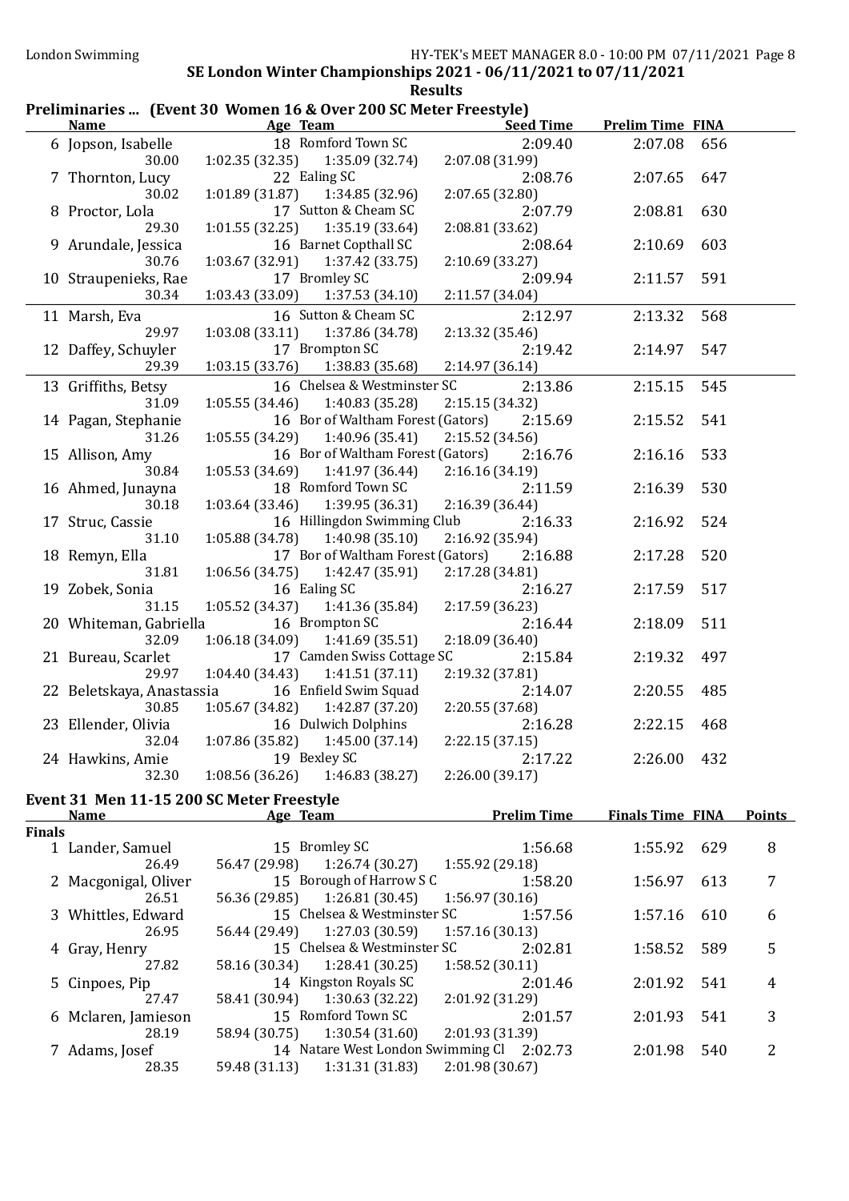SE London Winter Championships 2021 - 06/11/2021 to 07/11/2021

Results

## Preliminaries ... (Event 30 Women 16 & Over 200 SC Meter Freestyle)

| Name | Age | Team | Seed Time | Prelim Time | FINA |
|---|---|---|---|---|---|
| 6 Jopson, Isabelle | 18 | Romford Town SC | 2:09.40 | 2:07.08 | 656 |
| 30.00 | 1:02.35 (32.35) | 1:35.09 (32.74) | 2:07.08 (31.99) | | |
| 7 Thornton, Lucy | 22 | Ealing SC | 2:08.76 | 2:07.65 | 647 |
| 30.02 | 1:01.89 (31.87) | 1:34.85 (32.96) | 2:07.65 (32.80) | | |
| 8 Proctor, Lola | 17 | Sutton & Cheam SC | 2:07.79 | 2:08.81 | 630 |
| 29.30 | 1:01.55 (32.25) | 1:35.19 (33.64) | 2:08.81 (33.62) | | |
| 9 Arundale, Jessica | 16 | Barnet Copthall SC | 2:08.64 | 2:10.69 | 603 |
| 30.76 | 1:03.67 (32.91) | 1:37.42 (33.75) | 2:10.69 (33.27) | | |
| 10 Straupenieks, Rae | 17 | Bromley SC | 2:09.94 | 2:11.57 | 591 |
| 30.34 | 1:03.43 (33.09) | 1:37.53 (34.10) | 2:11.57 (34.04) | | |
| 11 Marsh, Eva | 16 | Sutton & Cheam SC | 2:12.97 | 2:13.32 | 568 |
| 29.97 | 1:03.08 (33.11) | 1:37.86 (34.78) | 2:13.32 (35.46) | | |
| 12 Daffey, Schuyler | 17 | Brompton SC | 2:19.42 | 2:14.97 | 547 |
| 29.39 | 1:03.15 (33.76) | 1:38.83 (35.68) | 2:14.97 (36.14) | | |
| 13 Griffiths, Betsy | 16 | Chelsea & Westminster SC | 2:13.86 | 2:15.15 | 545 |
| 31.09 | 1:05.55 (34.46) | 1:40.83 (35.28) | 2:15.15 (34.32) | | |
| 14 Pagan, Stephanie | 16 | Bor of Waltham Forest (Gators) | 2:15.69 | 2:15.52 | 541 |
| 31.26 | 1:05.55 (34.29) | 1:40.96 (35.41) | 2:15.52 (34.56) | | |
| 15 Allison, Amy | 16 | Bor of Waltham Forest (Gators) | 2:16.76 | 2:16.16 | 533 |
| 30.84 | 1:05.53 (34.69) | 1:41.97 (36.44) | 2:16.16 (34.19) | | |
| 16 Ahmed, Junayna | 18 | Romford Town SC | 2:11.59 | 2:16.39 | 530 |
| 30.18 | 1:03.64 (33.46) | 1:39.95 (36.31) | 2:16.39 (36.44) | | |
| 17 Struc, Cassie | 16 | Hillingdon Swimming Club | 2:16.33 | 2:16.92 | 524 |
| 31.10 | 1:05.88 (34.78) | 1:40.98 (35.10) | 2:16.92 (35.94) | | |
| 18 Remyn, Ella | 17 | Bor of Waltham Forest (Gators) | 2:16.88 | 2:17.28 | 520 |
| 31.81 | 1:06.56 (34.75) | 1:42.47 (35.91) | 2:17.28 (34.81) | | |
| 19 Zobek, Sonia | 16 | Ealing SC | 2:16.27 | 2:17.59 | 517 |
| 31.15 | 1:05.52 (34.37) | 1:41.36 (35.84) | 2:17.59 (36.23) | | |
| 20 Whiteman, Gabriella | 16 | Brompton SC | 2:16.44 | 2:18.09 | 511 |
| 32.09 | 1:06.18 (34.09) | 1:41.69 (35.51) | 2:18.09 (36.40) | | |
| 21 Bureau, Scarlet | 17 | Camden Swiss Cottage SC | 2:15.84 | 2:19.32 | 497 |
| 29.97 | 1:04.40 (34.43) | 1:41.51 (37.11) | 2:19.32 (37.81) | | |
| 22 Beletskaya, Anastassia | 16 | Enfield Swim Squad | 2:14.07 | 2:20.55 | 485 |
| 30.85 | 1:05.67 (34.82) | 1:42.87 (37.20) | 2:20.55 (37.68) | | |
| 23 Ellender, Olivia | 16 | Dulwich Dolphins | 2:16.28 | 2:22.15 | 468 |
| 32.04 | 1:07.86 (35.82) | 1:45.00 (37.14) | 2:22.15 (37.15) | | |
| 24 Hawkins, Amie | 19 | Bexley SC | 2:17.22 | 2:26.00 | 432 |
| 32.30 | 1:08.56 (36.26) | 1:46.83 (38.27) | 2:26.00 (39.17) | | |

## Event 31 Men 11-15 200 SC Meter Freestyle

**Finals**

| Name | Age | Team | Prelim Time | Finals Time | FINA | Points |
|---|---|---|---|---|---|---|
| 1 Lander, Samuel | 15 | Bromley SC | 1:56.68 | 1:55.92 | 629 | 8 |
| 26.49 | 56.47 (29.98) | 1:26.74 (30.27) | 1:55.92 (29.18) | | | |
| 2 Macgonigal, Oliver | 15 | Borough of Harrow S C | 1:58.20 | 1:56.97 | 613 | 7 |
| 26.51 | 56.36 (29.85) | 1:26.81 (30.45) | 1:56.97 (30.16) | | | |
| 3 Whittles, Edward | 15 | Chelsea & Westminster SC | 1:57.56 | 1:57.16 | 610 | 6 |
| 26.95 | 56.44 (29.49) | 1:27.03 (30.59) | 1:57.16 (30.13) | | | |
| 4 Gray, Henry | 15 | Chelsea & Westminster SC | 2:02.81 | 1:58.52 | 589 | 5 |
| 27.82 | 58.16 (30.34) | 1:28.41 (30.25) | 1:58.52 (30.11) | | | |
| 5 Cinpoes, Pip | 14 | Kingston Royals SC | 2:01.46 | 2:01.92 | 541 | 4 |
| 27.47 | 58.41 (30.94) | 1:30.63 (32.22) | 2:01.92 (31.29) | | | |
| 6 Mclaren, Jamieson | 15 | Romford Town SC | 2:01.57 | 2:01.93 | 541 | 3 |
| 28.19 | 58.94 (30.75) | 1:30.54 (31.60) | 2:01.93 (31.39) | | | |
| 7 Adams, Josef | 14 | Natare West London Swimming Cl | 2:02.73 | 2:01.98 | 540 | 2 |
| 28.35 | 59.48 (31.13) | 1:31.31 (31.83) | 2:01.98 (30.67) | | | |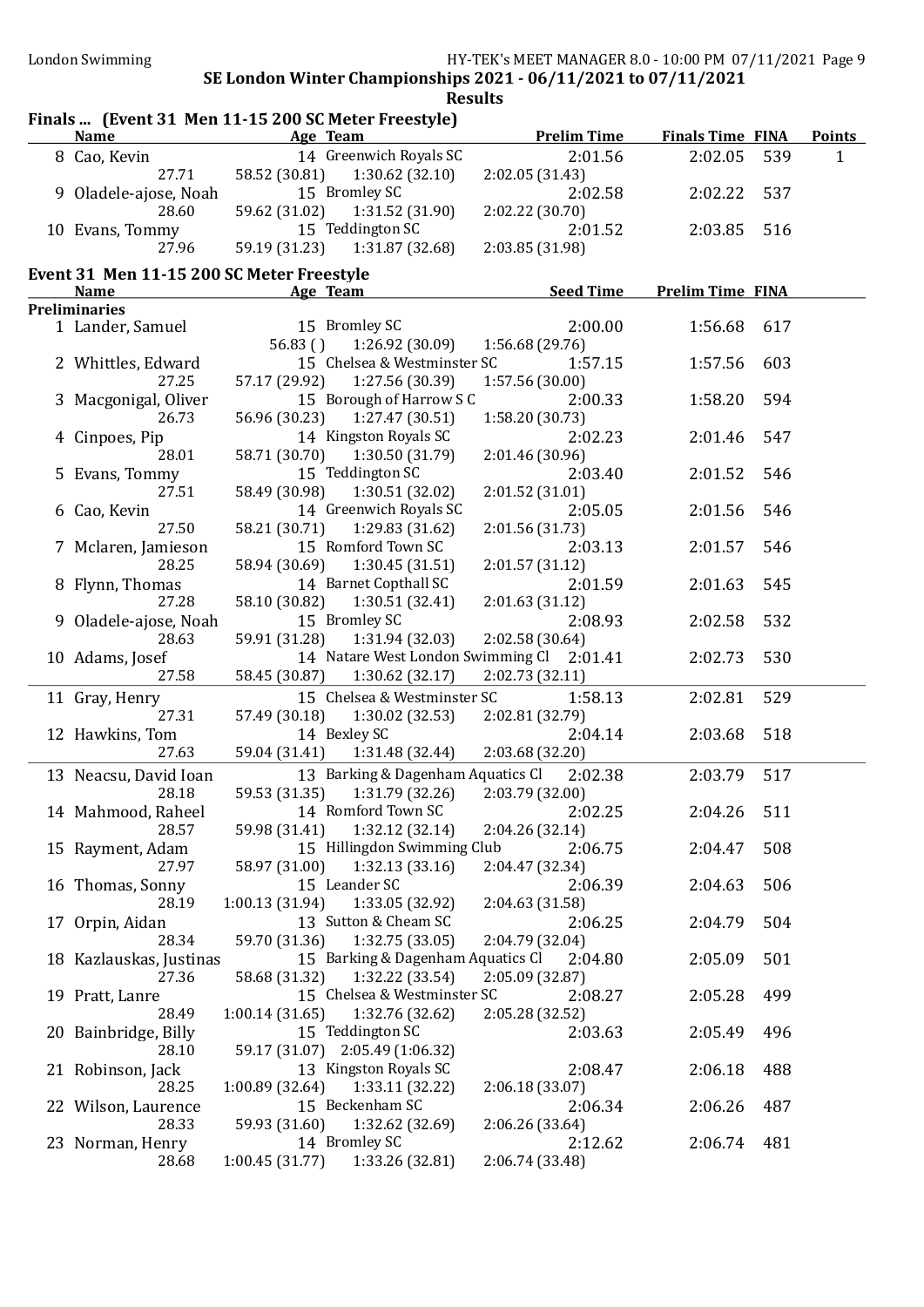## SE London Winter Championships 2021 - 06/11/2021 to 07/11/2021

### Results

#### Finals ... (Event 31 Men 11-15 200 SC Meter Freestyle)

| | Name | Age | Team | Prelim Time | Finals Time | FINA | Points |
|---|---|---|---|---|---|---|---|
| 8 | Cao, Kevin | 14 | Greenwich Royals SC | 2:01.56 | 2:02.05 | 539 | 1 |
| | 27.71 | 58.52 (30.81) | 1:30.62 (32.10) | 2:02.05 (31.43) | | | |
| 9 | Oladele-ajose, Noah | 15 | Bromley SC | 2:02.58 | 2:02.22 | 537 | |
| | 28.60 | 59.62 (31.02) | 1:31.52 (31.90) | 2:02.22 (30.70) | | | |
| 10 | Evans, Tommy | 15 | Teddington SC | 2:01.52 | 2:03.85 | 516 | |
| | 27.96 | 59.19 (31.23) | 1:31.87 (32.68) | 2:03.85 (31.98) | | | |

#### Event 31 Men 11-15 200 SC Meter Freestyle

| | Name | Age | Team | Seed Time | Prelim Time | FINA |
|---|---|---|---|---|---|---|
| **Preliminaries** | | | | | | |
| 1 | Lander, Samuel | 15 | Bromley SC | 2:00.00 | 1:56.68 | 617 |
| | | 56.83 ( ) | 1:26.92 (30.09) | 1:56.68 (29.76) | | |
| 2 | Whittles, Edward | 15 | Chelsea & Westminster SC | 1:57.15 | 1:57.56 | 603 |
| | 27.25 | 57.17 (29.92) | 1:27.56 (30.39) | 1:57.56 (30.00) | | |
| 3 | Macgonigal, Oliver | 15 | Borough of Harrow S C | 2:00.33 | 1:58.20 | 594 |
| | 26.73 | 56.96 (30.23) | 1:27.47 (30.51) | 1:58.20 (30.73) | | |
| 4 | Cinpoes, Pip | 14 | Kingston Royals SC | 2:02.23 | 2:01.46 | 547 |
| | 28.01 | 58.71 (30.70) | 1:30.50 (31.79) | 2:01.46 (30.96) | | |
| 5 | Evans, Tommy | 15 | Teddington SC | 2:03.40 | 2:01.52 | 546 |
| | 27.51 | 58.49 (30.98) | 1:30.51 (32.02) | 2:01.52 (31.01) | | |
| 6 | Cao, Kevin | 14 | Greenwich Royals SC | 2:05.05 | 2:01.56 | 546 |
| | 27.50 | 58.21 (30.71) | 1:29.83 (31.62) | 2:01.56 (31.73) | | |
| 7 | Mclaren, Jamieson | 15 | Romford Town SC | 2:03.13 | 2:01.57 | 546 |
| | 28.25 | 58.94 (30.69) | 1:30.45 (31.51) | 2:01.57 (31.12) | | |
| 8 | Flynn, Thomas | 14 | Barnet Copthall SC | 2:01.59 | 2:01.63 | 545 |
| | 27.28 | 58.10 (30.82) | 1:30.51 (32.41) | 2:01.63 (31.12) | | |
| 9 | Oladele-ajose, Noah | 15 | Bromley SC | 2:08.93 | 2:02.58 | 532 |
| | 28.63 | 59.91 (31.28) | 1:31.94 (32.03) | 2:02.58 (30.64) | | |
| 10 | Adams, Josef | 14 | Natare West London Swimming Cl | 2:01.41 | 2:02.73 | 530 |
| | 27.58 | 58.45 (30.87) | 1:30.62 (32.17) | 2:02.73 (32.11) | | |
| 11 | Gray, Henry | 15 | Chelsea & Westminster SC | 1:58.13 | 2:02.81 | 529 |
| | 27.31 | 57.49 (30.18) | 1:30.02 (32.53) | 2:02.81 (32.79) | | |
| 12 | Hawkins, Tom | 14 | Bexley SC | 2:04.14 | 2:03.68 | 518 |
| | 27.63 | 59.04 (31.41) | 1:31.48 (32.44) | 2:03.68 (32.20) | | |
| 13 | Neacsu, David Ioan | 13 | Barking & Dagenham Aquatics Cl | 2:02.38 | 2:03.79 | 517 |
| | 28.18 | 59.53 (31.35) | 1:31.79 (32.26) | 2:03.79 (32.00) | | |
| 14 | Mahmood, Raheel | 14 | Romford Town SC | 2:02.25 | 2:04.26 | 511 |
| | 28.57 | 59.98 (31.41) | 1:32.12 (32.14) | 2:04.26 (32.14) | | |
| 15 | Rayment, Adam | 15 | Hillingdon Swimming Club | 2:06.75 | 2:04.47 | 508 |
| | 27.97 | 58.97 (31.00) | 1:32.13 (33.16) | 2:04.47 (32.34) | | |
| 16 | Thomas, Sonny | 15 | Leander SC | 2:06.39 | 2:04.63 | 506 |
| | 28.19 | 1:00.13 (31.94) | 1:33.05 (32.92) | 2:04.63 (31.58) | | |
| 17 | Orpin, Aidan | 13 | Sutton & Cheam SC | 2:06.25 | 2:04.79 | 504 |
| | 28.34 | 59.70 (31.36) | 1:32.75 (33.05) | 2:04.79 (32.04) | | |
| 18 | Kazlauskas, Justinas | 15 | Barking & Dagenham Aquatics Cl | 2:04.80 | 2:05.09 | 501 |
| | 27.36 | 58.68 (31.32) | 1:32.22 (33.54) | 2:05.09 (32.87) | | |
| 19 | Pratt, Lanre | 15 | Chelsea & Westminster SC | 2:08.27 | 2:05.28 | 499 |
| | 28.49 | 1:00.14 (31.65) | 1:32.76 (32.62) | 2:05.28 (32.52) | | |
| 20 | Bainbridge, Billy | 15 | Teddington SC | 2:03.63 | 2:05.49 | 496 |
| | 28.10 | 59.17 (31.07) | 2:05.49 (1:06.32) | | | |
| 21 | Robinson, Jack | 13 | Kingston Royals SC | 2:08.47 | 2:06.18 | 488 |
| | 28.25 | 1:00.89 (32.64) | 1:33.11 (32.22) | 2:06.18 (33.07) | | |
| 22 | Wilson, Laurence | 15 | Beckenham SC | 2:06.34 | 2:06.26 | 487 |
| | 28.33 | 59.93 (31.60) | 1:32.62 (32.69) | 2:06.26 (33.64) | | |
| 23 | Norman, Henry | 14 | Bromley SC | 2:12.62 | 2:06.74 | 481 |
| | 28.68 | 1:00.45 (31.77) | 1:33.26 (32.81) | 2:06.74 (33.48) | | |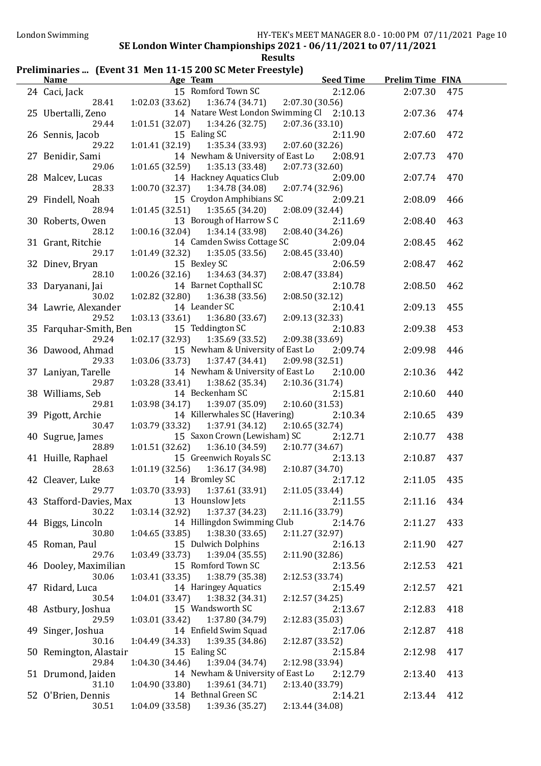SE London Winter Championships 2021 - 06/11/2021 to 07/11/2021

## Results

### Preliminaries ... (Event 31 Men 11-15 200 SC Meter Freestyle)

| Name | Age | Team | Seed Time | Prelim Time | FINA |
|---|---|---|---|---|---|
| 24 Caci, Jack | 15 | Romford Town SC | 2:12.06 | 2:07.30 | 475 |
| 28.41 | 1:02.03 (33.62) | 1:36.74 (34.71) | 2:07.30 (30.56) | | |
| 25 Ubertalli, Zeno | 14 | Natare West London Swimming Cl | 2:10.13 | 2:07.36 | 474 |
| 29.44 | 1:01.51 (32.07) | 1:34.26 (32.75) | 2:07.36 (33.10) | | |
| 26 Sennis, Jacob | 15 | Ealing SC | 2:11.90 | 2:07.60 | 472 |
| 29.22 | 1:01.41 (32.19) | 1:35.34 (33.93) | 2:07.60 (32.26) | | |
| 27 Benidir, Sami | 14 | Newham & University of East Lo | 2:08.91 | 2:07.73 | 470 |
| 29.06 | 1:01.65 (32.59) | 1:35.13 (33.48) | 2:07.73 (32.60) | | |
| 28 Malcev, Lucas | 14 | Hackney Aquatics Club | 2:09.00 | 2:07.74 | 470 |
| 28.33 | 1:00.70 (32.37) | 1:34.78 (34.08) | 2:07.74 (32.96) | | |
| 29 Findell, Noah | 15 | Croydon Amphibians SC | 2:09.21 | 2:08.09 | 466 |
| 28.94 | 1:01.45 (32.51) | 1:35.65 (34.20) | 2:08.09 (32.44) | | |
| 30 Roberts, Owen | 13 | Borough of Harrow S C | 2:11.69 | 2:08.40 | 463 |
| 28.12 | 1:00.16 (32.04) | 1:34.14 (33.98) | 2:08.40 (34.26) | | |
| 31 Grant, Ritchie | 14 | Camden Swiss Cottage SC | 2:09.04 | 2:08.45 | 462 |
| 29.17 | 1:01.49 (32.32) | 1:35.05 (33.56) | 2:08.45 (33.40) | | |
| 32 Dinev, Bryan | 15 | Bexley SC | 2:06.59 | 2:08.47 | 462 |
| 28.10 | 1:00.26 (32.16) | 1:34.63 (34.37) | 2:08.47 (33.84) | | |
| 33 Daryanani, Jai | 14 | Barnet Copthall SC | 2:10.78 | 2:08.50 | 462 |
| 30.02 | 1:02.82 (32.80) | 1:36.38 (33.56) | 2:08.50 (32.12) | | |
| 34 Lawrie, Alexander | 14 | Leander SC | 2:10.41 | 2:09.13 | 455 |
| 29.52 | 1:03.13 (33.61) | 1:36.80 (33.67) | 2:09.13 (32.33) | | |
| 35 Farquhar-Smith, Ben | 15 | Teddington SC | 2:10.83 | 2:09.38 | 453 |
| 29.24 | 1:02.17 (32.93) | 1:35.69 (33.52) | 2:09.38 (33.69) | | |
| 36 Dawood, Ahmad | 15 | Newham & University of East Lo | 2:09.74 | 2:09.98 | 446 |
| 29.33 | 1:03.06 (33.73) | 1:37.47 (34.41) | 2:09.98 (32.51) | | |
| 37 Laniyan, Tarelle | 14 | Newham & University of East Lo | 2:10.00 | 2:10.36 | 442 |
| 29.87 | 1:03.28 (33.41) | 1:38.62 (35.34) | 2:10.36 (31.74) | | |
| 38 Williams, Seb | 14 | Beckenham SC | 2:15.81 | 2:10.60 | 440 |
| 29.81 | 1:03.98 (34.17) | 1:39.07 (35.09) | 2:10.60 (31.53) | | |
| 39 Pigott, Archie | 14 | Killerwhales SC (Havering) | 2:10.34 | 2:10.65 | 439 |
| 30.47 | 1:03.79 (33.32) | 1:37.91 (34.12) | 2:10.65 (32.74) | | |
| 40 Sugrue, James | 15 | Saxon Crown (Lewisham) SC | 2:12.71 | 2:10.77 | 438 |
| 28.89 | 1:01.51 (32.62) | 1:36.10 (34.59) | 2:10.77 (34.67) | | |
| 41 Huille, Raphael | 15 | Greenwich Royals SC | 2:13.13 | 2:10.87 | 437 |
| 28.63 | 1:01.19 (32.56) | 1:36.17 (34.98) | 2:10.87 (34.70) | | |
| 42 Cleaver, Luke | 14 | Bromley SC | 2:17.12 | 2:11.05 | 435 |
| 29.77 | 1:03.70 (33.93) | 1:37.61 (33.91) | 2:11.05 (33.44) | | |
| 43 Stafford-Davies, Max | 13 | Hounslow Jets | 2:11.55 | 2:11.16 | 434 |
| 30.22 | 1:03.14 (32.92) | 1:37.37 (34.23) | 2:11.16 (33.79) | | |
| 44 Biggs, Lincoln | 14 | Hillingdon Swimming Club | 2:14.76 | 2:11.27 | 433 |
| 30.80 | 1:04.65 (33.85) | 1:38.30 (33.65) | 2:11.27 (32.97) | | |
| 45 Roman, Paul | 15 | Dulwich Dolphins | 2:16.13 | 2:11.90 | 427 |
| 29.76 | 1:03.49 (33.73) | 1:39.04 (35.55) | 2:11.90 (32.86) | | |
| 46 Dooley, Maximilian | 15 | Romford Town SC | 2:13.56 | 2:12.53 | 421 |
| 30.06 | 1:03.41 (33.35) | 1:38.79 (35.38) | 2:12.53 (33.74) | | |
| 47 Ridard, Luca | 14 | Haringey Aquatics | 2:15.49 | 2:12.57 | 421 |
| 30.54 | 1:04.01 (33.47) | 1:38.32 (34.31) | 2:12.57 (34.25) | | |
| 48 Astbury, Joshua | 15 | Wandsworth SC | 2:13.67 | 2:12.83 | 418 |
| 29.59 | 1:03.01 (33.42) | 1:37.80 (34.79) | 2:12.83 (35.03) | | |
| 49 Singer, Joshua | 14 | Enfield Swim Squad | 2:17.06 | 2:12.87 | 418 |
| 30.16 | 1:04.49 (34.33) | 1:39.35 (34.86) | 2:12.87 (33.52) | | |
| 50 Remington, Alastair | 15 | Ealing SC | 2:15.84 | 2:12.98 | 417 |
| 29.84 | 1:04.30 (34.46) | 1:39.04 (34.74) | 2:12.98 (33.94) | | |
| 51 Drumond, Jaiden | 14 | Newham & University of East Lo | 2:12.79 | 2:13.40 | 413 |
| 31.10 | 1:04.90 (33.80) | 1:39.61 (34.71) | 2:13.40 (33.79) | | |
| 52 O'Brien, Dennis | 14 | Bethnal Green SC | 2:14.21 | 2:13.44 | 412 |
| 30.51 | 1:04.09 (33.58) | 1:39.36 (35.27) | 2:13.44 (34.08) | | |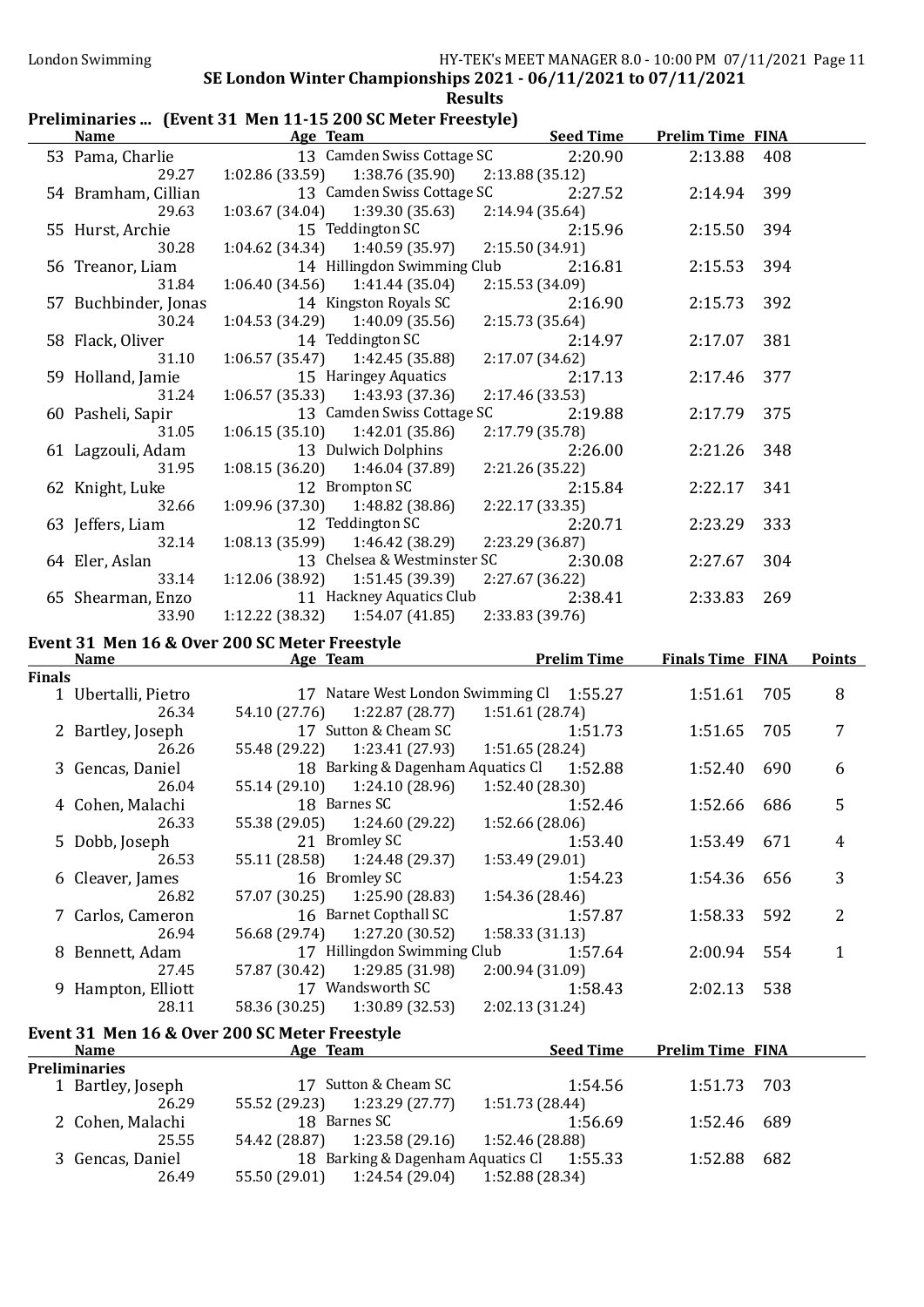SE London Winter Championships 2021 - 06/11/2021 to 07/11/2021

Results

## Preliminaries ... (Event 31 Men 11-15 200 SC Meter Freestyle)

| Name | Age | Team | Seed Time | Prelim Time | FINA |
|---|---|---|---|---|---|
| 53 Pama, Charlie | 13 | Camden Swiss Cottage SC | 2:20.90 | 2:13.88 | 408 |
| 29.27 | 1:02.86 (33.59) | 1:38.76 (35.90) | 2:13.88 (35.12) | | |
| 54 Bramham, Cillian | 13 | Camden Swiss Cottage SC | 2:27.52 | 2:14.94 | 399 |
| 29.63 | 1:03.67 (34.04) | 1:39.30 (35.63) | 2:14.94 (35.64) | | |
| 55 Hurst, Archie | 15 | Teddington SC | 2:15.96 | 2:15.50 | 394 |
| 30.28 | 1:04.62 (34.34) | 1:40.59 (35.97) | 2:15.50 (34.91) | | |
| 56 Treanor, Liam | 14 | Hillingdon Swimming Club | 2:16.81 | 2:15.53 | 394 |
| 31.84 | 1:06.40 (34.56) | 1:41.44 (35.04) | 2:15.53 (34.09) | | |
| 57 Buchbinder, Jonas | 14 | Kingston Royals SC | 2:16.90 | 2:15.73 | 392 |
| 30.24 | 1:04.53 (34.29) | 1:40.09 (35.56) | 2:15.73 (35.64) | | |
| 58 Flack, Oliver | 14 | Teddington SC | 2:14.97 | 2:17.07 | 381 |
| 31.10 | 1:06.57 (35.47) | 1:42.45 (35.88) | 2:17.07 (34.62) | | |
| 59 Holland, Jamie | 15 | Haringey Aquatics | 2:17.13 | 2:17.46 | 377 |
| 31.24 | 1:06.57 (35.33) | 1:43.93 (37.36) | 2:17.46 (33.53) | | |
| 60 Pasheli, Sapir | 13 | Camden Swiss Cottage SC | 2:19.88 | 2:17.79 | 375 |
| 31.05 | 1:06.15 (35.10) | 1:42.01 (35.86) | 2:17.79 (35.78) | | |
| 61 Lagzouli, Adam | 13 | Dulwich Dolphins | 2:26.00 | 2:21.26 | 348 |
| 31.95 | 1:08.15 (36.20) | 1:46.04 (37.89) | 2:21.26 (35.22) | | |
| 62 Knight, Luke | 12 | Brompton SC | 2:15.84 | 2:22.17 | 341 |
| 32.66 | 1:09.96 (37.30) | 1:48.82 (38.86) | 2:22.17 (33.35) | | |
| 63 Jeffers, Liam | 12 | Teddington SC | 2:20.71 | 2:23.29 | 333 |
| 32.14 | 1:08.13 (35.99) | 1:46.42 (38.29) | 2:23.29 (36.87) | | |
| 64 Eler, Aslan | 13 | Chelsea & Westminster SC | 2:30.08 | 2:27.67 | 304 |
| 33.14 | 1:12.06 (38.92) | 1:51.45 (39.39) | 2:27.67 (36.22) | | |
| 65 Shearman, Enzo | 11 | Hackney Aquatics Club | 2:38.41 | 2:33.83 | 269 |
| 33.90 | 1:12.22 (38.32) | 1:54.07 (41.85) | 2:33.83 (39.76) | | |

## Event 31 Men 16 & Over 200 SC Meter Freestyle

| Name | Age | Team | Prelim Time | Finals Time | FINA | Points |
|---|---|---|---|---|---|---|
| **Finals** | | | | | | |
| 1 Ubertalli, Pietro | 17 | Natare West London Swimming Cl | 1:55.27 | 1:51.61 | 705 | 8 |
| 26.34 | 54.10 (27.76) | 1:22.87 (28.77) | 1:51.61 (28.74) | | | |
| 2 Bartley, Joseph | 17 | Sutton & Cheam SC | 1:51.73 | 1:51.65 | 705 | 7 |
| 26.26 | 55.48 (29.22) | 1:23.41 (27.93) | 1:51.65 (28.24) | | | |
| 3 Gencas, Daniel | 18 | Barking & Dagenham Aquatics Cl | 1:52.88 | 1:52.40 | 690 | 6 |
| 26.04 | 55.14 (29.10) | 1:24.10 (28.96) | 1:52.40 (28.30) | | | |
| 4 Cohen, Malachi | 18 | Barnes SC | 1:52.46 | 1:52.66 | 686 | 5 |
| 26.33 | 55.38 (29.05) | 1:24.60 (29.22) | 1:52.66 (28.06) | | | |
| 5 Dobb, Joseph | 21 | Bromley SC | 1:53.40 | 1:53.49 | 671 | 4 |
| 26.53 | 55.11 (28.58) | 1:24.48 (29.37) | 1:53.49 (29.01) | | | |
| 6 Cleaver, James | 16 | Bromley SC | 1:54.23 | 1:54.36 | 656 | 3 |
| 26.82 | 57.07 (30.25) | 1:25.90 (28.83) | 1:54.36 (28.46) | | | |
| 7 Carlos, Cameron | 16 | Barnet Copthall SC | 1:57.87 | 1:58.33 | 592 | 2 |
| 26.94 | 56.68 (29.74) | 1:27.20 (30.52) | 1:58.33 (31.13) | | | |
| 8 Bennett, Adam | 17 | Hillingdon Swimming Club | 1:57.64 | 2:00.94 | 554 | 1 |
| 27.45 | 57.87 (30.42) | 1:29.85 (31.98) | 2:00.94 (31.09) | | | |
| 9 Hampton, Elliott | 17 | Wandsworth SC | 1:58.43 | 2:02.13 | 538 | |
| 28.11 | 58.36 (30.25) | 1:30.89 (32.53) | 2:02.13 (31.24) | | | |

## Event 31 Men 16 & Over 200 SC Meter Freestyle

| Name | Age | Team | Seed Time | Prelim Time | FINA |
|---|---|---|---|---|---|
| **Preliminaries** | | | | | |
| 1 Bartley, Joseph | 17 | Sutton & Cheam SC | 1:54.56 | 1:51.73 | 703 |
| 26.29 | 55.52 (29.23) | 1:23.29 (27.77) | 1:51.73 (28.44) | | |
| 2 Cohen, Malachi | 18 | Barnes SC | 1:56.69 | 1:52.46 | 689 |
| 25.55 | 54.42 (28.87) | 1:23.58 (29.16) | 1:52.46 (28.88) | | |
| 3 Gencas, Daniel | 18 | Barking & Dagenham Aquatics Cl | 1:55.33 | 1:52.88 | 682 |
| 26.49 | 55.50 (29.01) | 1:24.54 (29.04) | 1:52.88 (28.34) | | |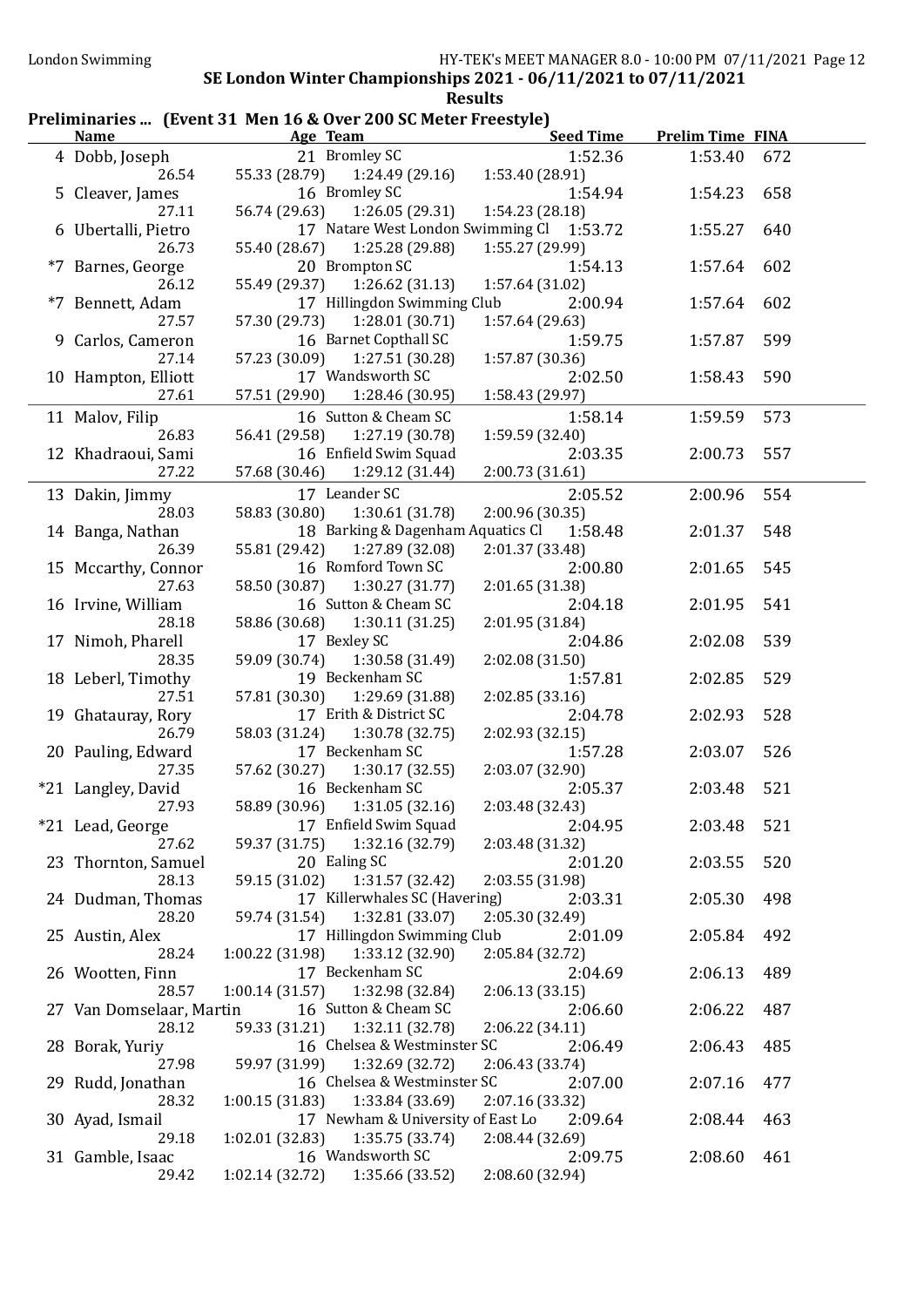SE London Winter Championships 2021 - 06/11/2021 to 07/11/2021

**Results**

**Preliminaries ... (Event 31 Men 16 & Over 200 SC Meter Freestyle)**

| Name | Age | Team | Seed Time | Prelim Time | FINA |
|---|---|---|---|---|---|
| 4 Dobb, Joseph | 21 | Bromley SC | 1:52.36 | 1:53.40 | 672 |
| 26.54 | 55.33 (28.79) | 1:24.49 (29.16) | 1:53.40 (28.91) | | |
| 5 Cleaver, James | 16 | Bromley SC | 1:54.94 | 1:54.23 | 658 |
| 27.11 | 56.74 (29.63) | 1:26.05 (29.31) | 1:54.23 (28.18) | | |
| 6 Ubertalli, Pietro | 17 | Natare West London Swimming Cl | 1:53.72 | 1:55.27 | 640 |
| 26.73 | 55.40 (28.67) | 1:25.28 (29.88) | 1:55.27 (29.99) | | |
| *7 Barnes, George | 20 | Brompton SC | 1:54.13 | 1:57.64 | 602 |
| 26.12 | 55.49 (29.37) | 1:26.62 (31.13) | 1:57.64 (31.02) | | |
| *7 Bennett, Adam | 17 | Hillingdon Swimming Club | 2:00.94 | 1:57.64 | 602 |
| 27.57 | 57.30 (29.73) | 1:28.01 (30.71) | 1:57.64 (29.63) | | |
| 9 Carlos, Cameron | 16 | Barnet Copthall SC | 1:59.75 | 1:57.87 | 599 |
| 27.14 | 57.23 (30.09) | 1:27.51 (30.28) | 1:57.87 (30.36) | | |
| 10 Hampton, Elliott | 17 | Wandsworth SC | 2:02.50 | 1:58.43 | 590 |
| 27.61 | 57.51 (29.90) | 1:28.46 (30.95) | 1:58.43 (29.97) | | |
| 11 Malov, Filip | 16 | Sutton & Cheam SC | 1:58.14 | 1:59.59 | 573 |
| 26.83 | 56.41 (29.58) | 1:27.19 (30.78) | 1:59.59 (32.40) | | |
| 12 Khadraoui, Sami | 16 | Enfield Swim Squad | 2:03.35 | 2:00.73 | 557 |
| 27.22 | 57.68 (30.46) | 1:29.12 (31.44) | 2:00.73 (31.61) | | |
| 13 Dakin, Jimmy | 17 | Leander SC | 2:05.52 | 2:00.96 | 554 |
| 28.03 | 58.83 (30.80) | 1:30.61 (31.78) | 2:00.96 (30.35) | | |
| 14 Banga, Nathan | 18 | Barking & Dagenham Aquatics Cl | 1:58.48 | 2:01.37 | 548 |
| 26.39 | 55.81 (29.42) | 1:27.89 (32.08) | 2:01.37 (33.48) | | |
| 15 Mccarthy, Connor | 16 | Romford Town SC | 2:00.80 | 2:01.65 | 545 |
| 27.63 | 58.50 (30.87) | 1:30.27 (31.77) | 2:01.65 (31.38) | | |
| 16 Irvine, William | 16 | Sutton & Cheam SC | 2:04.18 | 2:01.95 | 541 |
| 28.18 | 58.86 (30.68) | 1:30.11 (31.25) | 2:01.95 (31.84) | | |
| 17 Nimoh, Pharell | 17 | Bexley SC | 2:04.86 | 2:02.08 | 539 |
| 28.35 | 59.09 (30.74) | 1:30.58 (31.49) | 2:02.08 (31.50) | | |
| 18 Leberl, Timothy | 19 | Beckenham SC | 1:57.81 | 2:02.85 | 529 |
| 27.51 | 57.81 (30.30) | 1:29.69 (31.88) | 2:02.85 (33.16) | | |
| 19 Ghatauray, Rory | 17 | Erith & District SC | 2:04.78 | 2:02.93 | 528 |
| 26.79 | 58.03 (31.24) | 1:30.78 (32.75) | 2:02.93 (32.15) | | |
| 20 Pauling, Edward | 17 | Beckenham SC | 1:57.28 | 2:03.07 | 526 |
| 27.35 | 57.62 (30.27) | 1:30.17 (32.55) | 2:03.07 (32.90) | | |
| *21 Langley, David | 16 | Beckenham SC | 2:05.37 | 2:03.48 | 521 |
| 27.93 | 58.89 (30.96) | 1:31.05 (32.16) | 2:03.48 (32.43) | | |
| *21 Lead, George | 17 | Enfield Swim Squad | 2:04.95 | 2:03.48 | 521 |
| 27.62 | 59.37 (31.75) | 1:32.16 (32.79) | 2:03.48 (31.32) | | |
| 23 Thornton, Samuel | 20 | Ealing SC | 2:01.20 | 2:03.55 | 520 |
| 28.13 | 59.15 (31.02) | 1:31.57 (32.42) | 2:03.55 (31.98) | | |
| 24 Dudman, Thomas | 17 | Killerwhales SC (Havering) | 2:03.31 | 2:05.30 | 498 |
| 28.20 | 59.74 (31.54) | 1:32.81 (33.07) | 2:05.30 (32.49) | | |
| 25 Austin, Alex | 17 | Hillingdon Swimming Club | 2:01.09 | 2:05.84 | 492 |
| 28.24 | 1:00.22 (31.98) | 1:33.12 (32.90) | 2:05.84 (32.72) | | |
| 26 Wootten, Finn | 17 | Beckenham SC | 2:04.69 | 2:06.13 | 489 |
| 28.57 | 1:00.14 (31.57) | 1:32.98 (32.84) | 2:06.13 (33.15) | | |
| 27 Van Domselaar, Martin | 16 | Sutton & Cheam SC | 2:06.60 | 2:06.22 | 487 |
| 28.12 | 59.33 (31.21) | 1:32.11 (32.78) | 2:06.22 (34.11) | | |
| 28 Borak, Yuriy | 16 | Chelsea & Westminster SC | 2:06.49 | 2:06.43 | 485 |
| 27.98 | 59.97 (31.99) | 1:32.69 (32.72) | 2:06.43 (33.74) | | |
| 29 Rudd, Jonathan | 16 | Chelsea & Westminster SC | 2:07.00 | 2:07.16 | 477 |
| 28.32 | 1:00.15 (31.83) | 1:33.84 (33.69) | 2:07.16 (33.32) | | |
| 30 Ayad, Ismail | 17 | Newham & University of East Lo | 2:09.64 | 2:08.44 | 463 |
| 29.18 | 1:02.01 (32.83) | 1:35.75 (33.74) | 2:08.44 (32.69) | | |
| 31 Gamble, Isaac | 16 | Wandsworth SC | 2:09.75 | 2:08.60 | 461 |
| 29.42 | 1:02.14 (32.72) | 1:35.66 (33.52) | 2:08.60 (32.94) | | |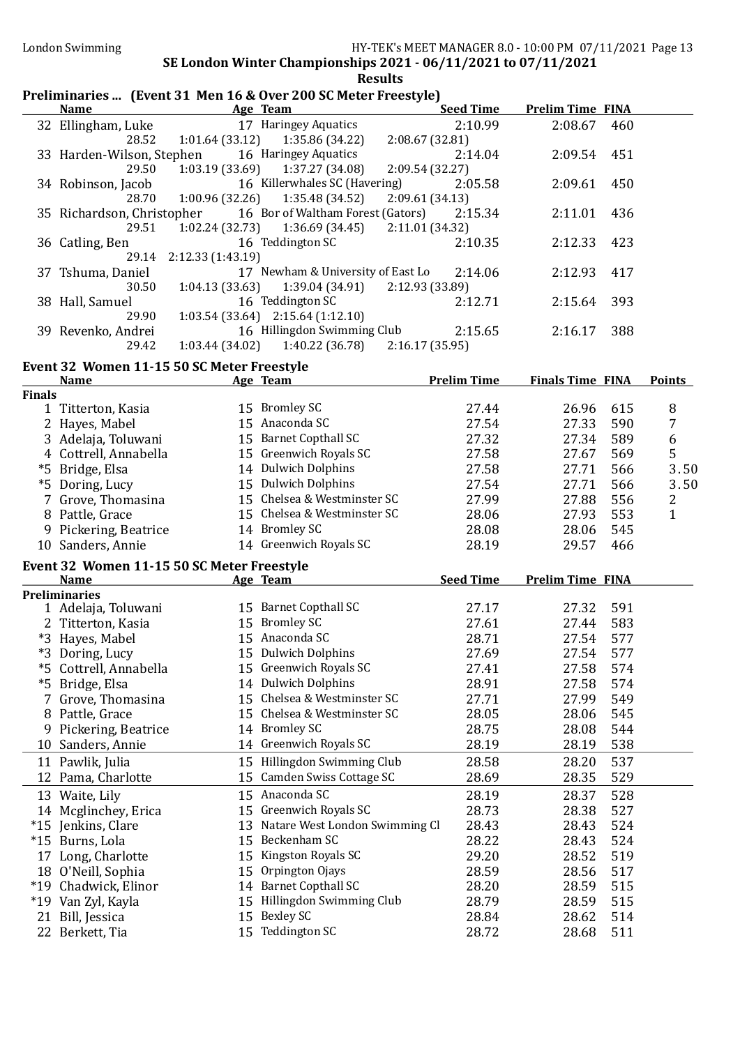SE London Winter Championships 2021 - 06/11/2021 to 07/11/2021

**Results**

## Preliminaries ... (Event 31 Men 16 & Over 200 SC Meter Freestyle)

| | Name | Age | Team | Seed Time | Prelim Time | FINA |
|---|---|---|---|---|---|---|
| 32 | Ellingham, Luke | 17 | Haringey Aquatics | 2:10.99 | 2:08.67 | 460 |
| | 28.52 | 1:01.64 (33.12) | 1:35.86 (34.22) | 2:08.67 (32.81) | | |
| 33 | Harden-Wilson, Stephen | 16 | Haringey Aquatics | 2:14.04 | 2:09.54 | 451 |
| | 29.50 | 1:03.19 (33.69) | 1:37.27 (34.08) | 2:09.54 (32.27) | | |
| 34 | Robinson, Jacob | 16 | Killerwhales SC (Havering) | 2:05.58 | 2:09.61 | 450 |
| | 28.70 | 1:00.96 (32.26) | 1:35.48 (34.52) | 2:09.61 (34.13) | | |
| 35 | Richardson, Christopher | 16 | Bor of Waltham Forest (Gators) | 2:15.34 | 2:11.01 | 436 |
| | 29.51 | 1:02.24 (32.73) | 1:36.69 (34.45) | 2:11.01 (34.32) | | |
| 36 | Catling, Ben | 16 | Teddington SC | 2:10.35 | 2:12.33 | 423 |
| | 29.14 | 2:12.33 (1:43.19) | | | | |
| 37 | Tshuma, Daniel | 17 | Newham & University of East Lo | 2:14.06 | 2:12.93 | 417 |
| | 30.50 | 1:04.13 (33.63) | 1:39.04 (34.91) | 2:12.93 (33.89) | | |
| 38 | Hall, Samuel | 16 | Teddington SC | 2:12.71 | 2:15.64 | 393 |
| | 29.90 | 1:03.54 (33.64) | 2:15.64 (1:12.10) | | | |
| 39 | Revenko, Andrei | 16 | Hillingdon Swimming Club | 2:15.65 | 2:16.17 | 388 |
| | 29.42 | 1:03.44 (34.02) | 1:40.22 (36.78) | 2:16.17 (35.95) | | |

## Event 32 Women 11-15 50 SC Meter Freestyle

| | Name | Age | Team | Prelim Time | Finals Time | FINA | Points |
|---|---|---|---|---|---|---|---|
| **Finals** | | | | | | | |
| 1 | Titterton, Kasia | 15 | Bromley SC | 27.44 | 26.96 | 615 | 8 |
| 2 | Hayes, Mabel | 15 | Anaconda SC | 27.54 | 27.33 | 590 | 7 |
| 3 | Adelaja, Toluwani | 15 | Barnet Copthall SC | 27.32 | 27.34 | 589 | 6 |
| 4 | Cottrell, Annabella | 15 | Greenwich Royals SC | 27.58 | 27.67 | 569 | 5 |
| *5 | Bridge, Elsa | 14 | Dulwich Dolphins | 27.58 | 27.71 | 566 | 3.50 |
| *5 | Doring, Lucy | 15 | Dulwich Dolphins | 27.54 | 27.71 | 566 | 3.50 |
| 7 | Grove, Thomasina | 15 | Chelsea & Westminster SC | 27.99 | 27.88 | 556 | 2 |
| 8 | Pattle, Grace | 15 | Chelsea & Westminster SC | 28.06 | 27.93 | 553 | 1 |
| 9 | Pickering, Beatrice | 14 | Bromley SC | 28.08 | 28.06 | 545 | |
| 10 | Sanders, Annie | 14 | Greenwich Royals SC | 28.19 | 29.57 | 466 | |

## Event 32 Women 11-15 50 SC Meter Freestyle

| | Name | Age | Team | Seed Time | Prelim Time | FINA |
|---|---|---|---|---|---|---|
| **Preliminaries** | | | | | | |
| 1 | Adelaja, Toluwani | 15 | Barnet Copthall SC | 27.17 | 27.32 | 591 |
| 2 | Titterton, Kasia | 15 | Bromley SC | 27.61 | 27.44 | 583 |
| *3 | Hayes, Mabel | 15 | Anaconda SC | 28.71 | 27.54 | 577 |
| *3 | Doring, Lucy | 15 | Dulwich Dolphins | 27.69 | 27.54 | 577 |
| *5 | Cottrell, Annabella | 15 | Greenwich Royals SC | 27.41 | 27.58 | 574 |
| *5 | Bridge, Elsa | 14 | Dulwich Dolphins | 28.91 | 27.58 | 574 |
| 7 | Grove, Thomasina | 15 | Chelsea & Westminster SC | 27.71 | 27.99 | 549 |
| 8 | Pattle, Grace | 15 | Chelsea & Westminster SC | 28.05 | 28.06 | 545 |
| 9 | Pickering, Beatrice | 14 | Bromley SC | 28.75 | 28.08 | 544 |
| 10 | Sanders, Annie | 14 | Greenwich Royals SC | 28.19 | 28.19 | 538 |
| 11 | Pawlik, Julia | 15 | Hillingdon Swimming Club | 28.58 | 28.20 | 537 |
| 12 | Pama, Charlotte | 15 | Camden Swiss Cottage SC | 28.69 | 28.35 | 529 |
| 13 | Waite, Lily | 15 | Anaconda SC | 28.19 | 28.37 | 528 |
| 14 | Mcglinchey, Erica | 15 | Greenwich Royals SC | 28.73 | 28.38 | 527 |
| *15 | Jenkins, Clare | 13 | Natare West London Swimming Cl | 28.43 | 28.43 | 524 |
| *15 | Burns, Lola | 15 | Beckenham SC | 28.22 | 28.43 | 524 |
| 17 | Long, Charlotte | 15 | Kingston Royals SC | 29.20 | 28.52 | 519 |
| 18 | O'Neill, Sophia | 15 | Orpington Ojays | 28.59 | 28.56 | 517 |
| *19 | Chadwick, Elinor | 14 | Barnet Copthall SC | 28.20 | 28.59 | 515 |
| *19 | Van Zyl, Kayla | 15 | Hillingdon Swimming Club | 28.79 | 28.59 | 515 |
| 21 | Bill, Jessica | 15 | Bexley SC | 28.84 | 28.62 | 514 |
| 22 | Berkett, Tia | 15 | Teddington SC | 28.72 | 28.68 | 511 |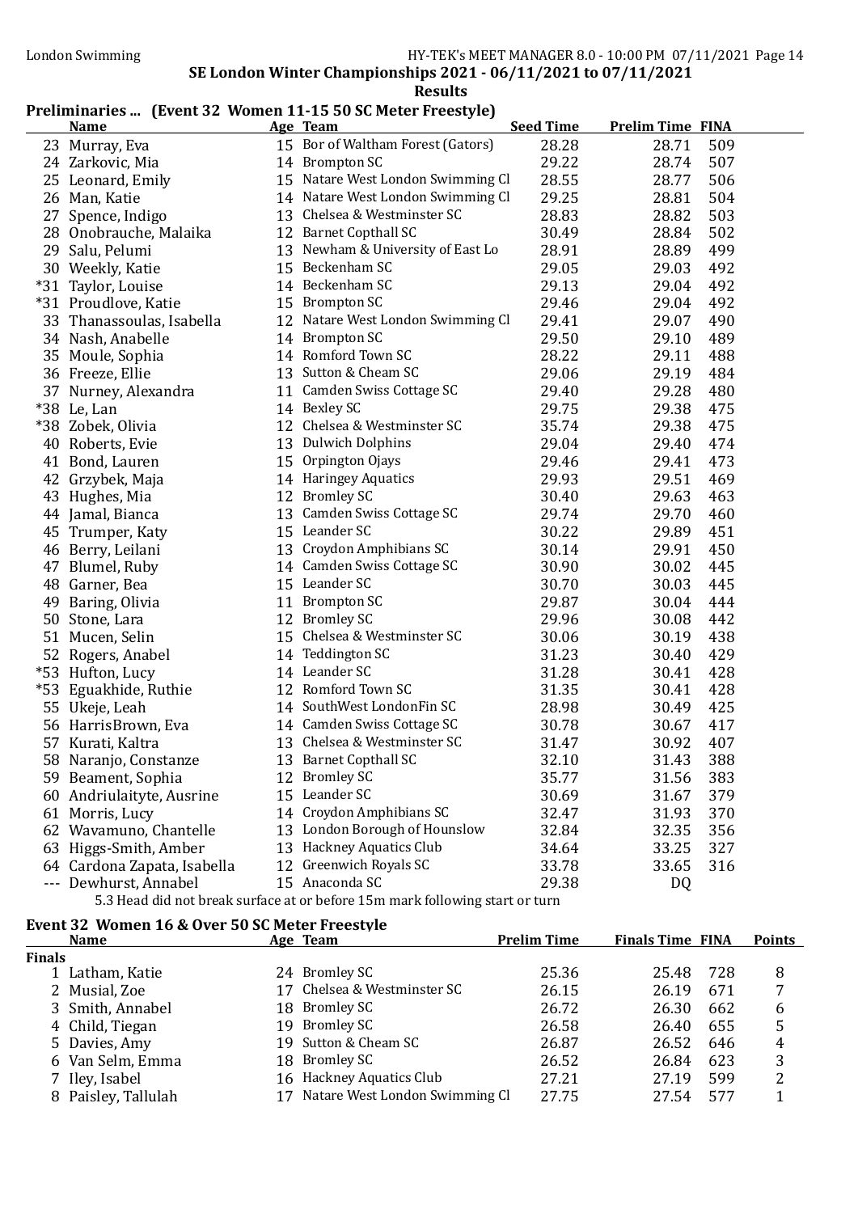SE London Winter Championships 2021 - 06/11/2021 to 07/11/2021

**Results**

## Preliminaries ... (Event 32 Women 11-15 50 SC Meter Freestyle)

| | Name | Age | Team | Seed Time | Prelim Time | FINA |
|---|---|---|---|---|---|---|
| 23 | Murray, Eva | 15 | Bor of Waltham Forest (Gators) | 28.28 | 28.71 | 509 |
| 24 | Zarkovic, Mia | 14 | Brompton SC | 29.22 | 28.74 | 507 |
| 25 | Leonard, Emily | 15 | Natare West London Swimming Cl | 28.55 | 28.77 | 506 |
| 26 | Man, Katie | 14 | Natare West London Swimming Cl | 29.25 | 28.81 | 504 |
| 27 | Spence, Indigo | 13 | Chelsea & Westminster SC | 28.83 | 28.82 | 503 |
| 28 | Onobrauche, Malaika | 12 | Barnet Copthall SC | 30.49 | 28.84 | 502 |
| 29 | Salu, Pelumi | 13 | Newham & University of East Lo | 28.91 | 28.89 | 499 |
| 30 | Weekly, Katie | 15 | Beckenham SC | 29.05 | 29.03 | 492 |
| *31 | Taylor, Louise | 14 | Beckenham SC | 29.13 | 29.04 | 492 |
| *31 | Proudlove, Katie | 15 | Brompton SC | 29.46 | 29.04 | 492 |
| 33 | Thanassoulas, Isabella | 12 | Natare West London Swimming Cl | 29.41 | 29.07 | 490 |
| 34 | Nash, Anabelle | 14 | Brompton SC | 29.50 | 29.10 | 489 |
| 35 | Moule, Sophia | 14 | Romford Town SC | 28.22 | 29.11 | 488 |
| 36 | Freeze, Ellie | 13 | Sutton & Cheam SC | 29.06 | 29.19 | 484 |
| 37 | Nurney, Alexandra | 11 | Camden Swiss Cottage SC | 29.40 | 29.28 | 480 |
| *38 | Le, Lan | 14 | Bexley SC | 29.75 | 29.38 | 475 |
| *38 | Zobek, Olivia | 12 | Chelsea & Westminster SC | 35.74 | 29.38 | 475 |
| 40 | Roberts, Evie | 13 | Dulwich Dolphins | 29.04 | 29.40 | 474 |
| 41 | Bond, Lauren | 15 | Orpington Ojays | 29.46 | 29.41 | 473 |
| 42 | Grzybek, Maja | 14 | Haringey Aquatics | 29.93 | 29.51 | 469 |
| 43 | Hughes, Mia | 12 | Bromley SC | 30.40 | 29.63 | 463 |
| 44 | Jamal, Bianca | 13 | Camden Swiss Cottage SC | 29.74 | 29.70 | 460 |
| 45 | Trumper, Katy | 15 | Leander SC | 30.22 | 29.89 | 451 |
| 46 | Berry, Leilani | 13 | Croydon Amphibians SC | 30.14 | 29.91 | 450 |
| 47 | Blumel, Ruby | 14 | Camden Swiss Cottage SC | 30.90 | 30.02 | 445 |
| 48 | Garner, Bea | 15 | Leander SC | 30.70 | 30.03 | 445 |
| 49 | Baring, Olivia | 11 | Brompton SC | 29.87 | 30.04 | 444 |
| 50 | Stone, Lara | 12 | Bromley SC | 29.96 | 30.08 | 442 |
| 51 | Mucen, Selin | 15 | Chelsea & Westminster SC | 30.06 | 30.19 | 438 |
| 52 | Rogers, Anabel | 14 | Teddington SC | 31.23 | 30.40 | 429 |
| *53 | Hufton, Lucy | 14 | Leander SC | 31.28 | 30.41 | 428 |
| *53 | Eguakhide, Ruthie | 12 | Romford Town SC | 31.35 | 30.41 | 428 |
| 55 | Ukeje, Leah | 14 | SouthWest LondonFin SC | 28.98 | 30.49 | 425 |
| 56 | HarrisBrown, Eva | 14 | Camden Swiss Cottage SC | 30.78 | 30.67 | 417 |
| 57 | Kurati, Kaltra | 13 | Chelsea & Westminster SC | 31.47 | 30.92 | 407 |
| 58 | Naranjo, Constanze | 13 | Barnet Copthall SC | 32.10 | 31.43 | 388 |
| 59 | Beament, Sophia | 12 | Bromley SC | 35.77 | 31.56 | 383 |
| 60 | Andriulaityte, Ausrine | 15 | Leander SC | 30.69 | 31.67 | 379 |
| 61 | Morris, Lucy | 14 | Croydon Amphibians SC | 32.47 | 31.93 | 370 |
| 62 | Wavamuno, Chantelle | 13 | London Borough of Hounslow | 32.84 | 32.35 | 356 |
| 63 | Higgs-Smith, Amber | 13 | Hackney Aquatics Club | 34.64 | 33.25 | 327 |
| 64 | Cardona Zapata, Isabella | 12 | Greenwich Royals SC | 33.78 | 33.65 | 316 |
| --- | Dewhurst, Annabel | 15 | Anaconda SC | 29.38 | DQ | |

5.3 Head did not break surface at or before 15m mark following start or turn

## Event 32 Women 16 & Over 50 SC Meter Freestyle

**Finals**

| | Name | Age | Team | Prelim Time | Finals Time | FINA | Points |
|---|---|---|---|---|---|---|---|
| 1 | Latham, Katie | 24 | Bromley SC | 25.36 | 25.48 | 728 | 8 |
| 2 | Musial, Zoe | 17 | Chelsea & Westminster SC | 26.15 | 26.19 | 671 | 7 |
| 3 | Smith, Annabel | 18 | Bromley SC | 26.72 | 26.30 | 662 | 6 |
| 4 | Child, Tiegan | 19 | Bromley SC | 26.58 | 26.40 | 655 | 5 |
| 5 | Davies, Amy | 19 | Sutton & Cheam SC | 26.87 | 26.52 | 646 | 4 |
| 6 | Van Selm, Emma | 18 | Bromley SC | 26.52 | 26.84 | 623 | 3 |
| 7 | Iley, Isabel | 16 | Hackney Aquatics Club | 27.21 | 27.19 | 599 | 2 |
| 8 | Paisley, Tallulah | 17 | Natare West London Swimming Cl | 27.75 | 27.54 | 577 | 1 |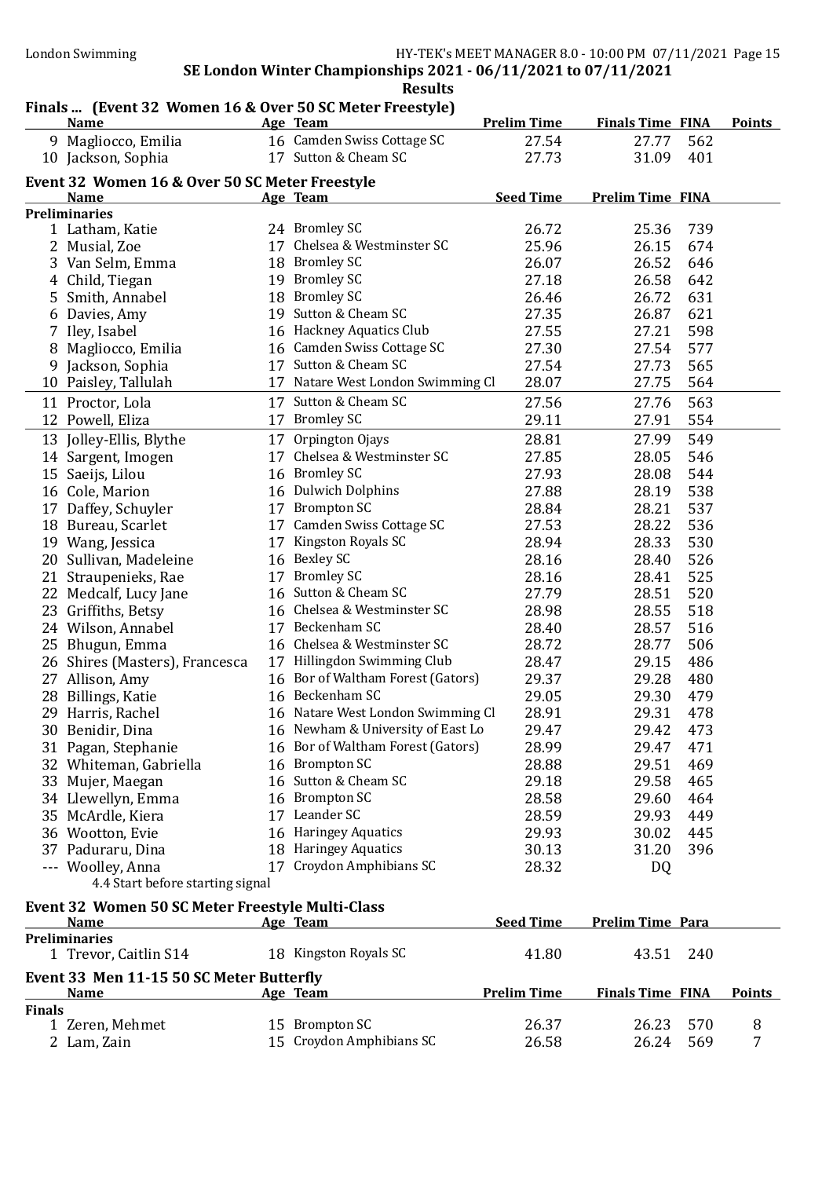**SE London Winter Championships 2021 - 06/11/2021 to 07/11/2021**

**Results**

## Finals ... (Event 32 Women 16 & Over 50 SC Meter Freestyle)

| | Name | Age | Team | Prelim Time | Finals Time | FINA | Points |
|---|---|---|---|---|---|---|---|
| 9 | Magliocco, Emilia | 16 | Camden Swiss Cottage SC | 27.54 | 27.77 | 562 | |
| 10 | Jackson, Sophia | 17 | Sutton & Cheam SC | 27.73 | 31.09 | 401 | |

## Event 32 Women 16 & Over 50 SC Meter Freestyle

| | Name | Age | Team | Seed Time | Prelim Time | FINA |
|---|---|---|---|---|---|---|
| **Preliminaries** | | | | | | |
| 1 | Latham, Katie | 24 | Bromley SC | 26.72 | 25.36 | 739 |
| 2 | Musial, Zoe | 17 | Chelsea & Westminster SC | 25.96 | 26.15 | 674 |
| 3 | Van Selm, Emma | 18 | Bromley SC | 26.07 | 26.52 | 646 |
| 4 | Child, Tiegan | 19 | Bromley SC | 27.18 | 26.58 | 642 |
| 5 | Smith, Annabel | 18 | Bromley SC | 26.46 | 26.72 | 631 |
| 6 | Davies, Amy | 19 | Sutton & Cheam SC | 27.35 | 26.87 | 621 |
| 7 | Iley, Isabel | 16 | Hackney Aquatics Club | 27.55 | 27.21 | 598 |
| 8 | Magliocco, Emilia | 16 | Camden Swiss Cottage SC | 27.30 | 27.54 | 577 |
| 9 | Jackson, Sophia | 17 | Sutton & Cheam SC | 27.54 | 27.73 | 565 |
| 10 | Paisley, Tallulah | 17 | Natare West London Swimming Cl | 28.07 | 27.75 | 564 |
| 11 | Proctor, Lola | 17 | Sutton & Cheam SC | 27.56 | 27.76 | 563 |
| 12 | Powell, Eliza | 17 | Bromley SC | 29.11 | 27.91 | 554 |
| 13 | Jolley-Ellis, Blythe | 17 | Orpington Ojays | 28.81 | 27.99 | 549 |
| 14 | Sargent, Imogen | 17 | Chelsea & Westminster SC | 27.85 | 28.05 | 546 |
| 15 | Saeijs, Lilou | 16 | Bromley SC | 27.93 | 28.08 | 544 |
| 16 | Cole, Marion | 16 | Dulwich Dolphins | 27.88 | 28.19 | 538 |
| 17 | Daffey, Schuyler | 17 | Brompton SC | 28.84 | 28.21 | 537 |
| 18 | Bureau, Scarlet | 17 | Camden Swiss Cottage SC | 27.53 | 28.22 | 536 |
| 19 | Wang, Jessica | 17 | Kingston Royals SC | 28.94 | 28.33 | 530 |
| 20 | Sullivan, Madeleine | 16 | Bexley SC | 28.16 | 28.40 | 526 |
| 21 | Straupenieks, Rae | 17 | Bromley SC | 28.16 | 28.41 | 525 |
| 22 | Medcalf, Lucy Jane | 16 | Sutton & Cheam SC | 27.79 | 28.51 | 520 |
| 23 | Griffiths, Betsy | 16 | Chelsea & Westminster SC | 28.98 | 28.55 | 518 |
| 24 | Wilson, Annabel | 17 | Beckenham SC | 28.40 | 28.57 | 516 |
| 25 | Bhugun, Emma | 16 | Chelsea & Westminster SC | 28.72 | 28.77 | 506 |
| 26 | Shires (Masters), Francesca | 17 | Hillingdon Swimming Club | 28.47 | 29.15 | 486 |
| 27 | Allison, Amy | 16 | Bor of Waltham Forest (Gators) | 29.37 | 29.28 | 480 |
| 28 | Billings, Katie | 16 | Beckenham SC | 29.05 | 29.30 | 479 |
| 29 | Harris, Rachel | 16 | Natare West London Swimming Cl | 28.91 | 29.31 | 478 |
| 30 | Benidir, Dina | 16 | Newham & University of East Lo | 29.47 | 29.42 | 473 |
| 31 | Pagan, Stephanie | 16 | Bor of Waltham Forest (Gators) | 28.99 | 29.47 | 471 |
| 32 | Whiteman, Gabriella | 16 | Brompton SC | 28.88 | 29.51 | 469 |
| 33 | Mujer, Maegan | 16 | Sutton & Cheam SC | 29.18 | 29.58 | 465 |
| 34 | Llewellyn, Emma | 16 | Brompton SC | 28.58 | 29.60 | 464 |
| 35 | McArdle, Kiera | 17 | Leander SC | 28.59 | 29.93 | 449 |
| 36 | Wootton, Evie | 16 | Haringey Aquatics | 29.93 | 30.02 | 445 |
| 37 | Paduraru, Dina | 18 | Haringey Aquatics | 30.13 | 31.20 | 396 |
| --- | Woolley, Anna | 17 | Croydon Amphibians SC | 28.32 | DQ | |

4.4 Start before starting signal

## Event 32 Women 50 SC Meter Freestyle Multi-Class

| | Name | Age | Team | Seed Time | Prelim Time | Para |
|---|---|---|---|---|---|---|
| **Preliminaries** | | | | | | |
| 1 | Trevor, Caitlin S14 | 18 | Kingston Royals SC | 41.80 | 43.51 | 240 |

## Event 33 Men 11-15 50 SC Meter Butterfly

| | Name | Age | Team | Prelim Time | Finals Time | FINA | Points |
|---|---|---|---|---|---|---|---|
| **Finals** | | | | | | | |
| 1 | Zeren, Mehmet | 15 | Brompton SC | 26.37 | 26.23 | 570 | 8 |
| 2 | Lam, Zain | 15 | Croydon Amphibians SC | 26.58 | 26.24 | 569 | 7 |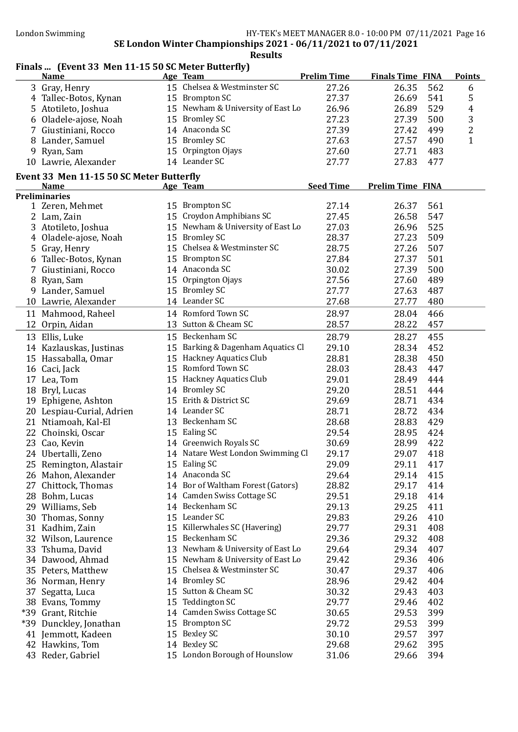SE London Winter Championships 2021 - 06/11/2021 to 07/11/2021

**Results**

## Finals ... (Event 33 Men 11-15 50 SC Meter Butterfly)

| | Name | Age | Team | Prelim Time | Finals Time | FINA | Points |
|---|---|---|---|---|---|---|---|
| 3 | Gray, Henry | 15 | Chelsea & Westminster SC | 27.26 | 26.35 | 562 | 6 |
| 4 | Tallec-Botos, Kynan | 15 | Brompton SC | 27.37 | 26.69 | 541 | 5 |
| 5 | Atotileto, Joshua | 15 | Newham & University of East Lo | 26.96 | 26.89 | 529 | 4 |
| 6 | Oladele-ajose, Noah | 15 | Bromley SC | 27.23 | 27.39 | 500 | 3 |
| 7 | Giustiniani, Rocco | 14 | Anaconda SC | 27.39 | 27.42 | 499 | 2 |
| 8 | Lander, Samuel | 15 | Bromley SC | 27.63 | 27.57 | 490 | 1 |
| 9 | Ryan, Sam | 15 | Orpington Ojays | 27.60 | 27.71 | 483 | |
| 10 | Lawrie, Alexander | 14 | Leander SC | 27.77 | 27.83 | 477 | |

## Event 33 Men 11-15 50 SC Meter Butterfly

**Preliminaries**

| | Name | Age | Team | Seed Time | Prelim Time | FINA |
|---|---|---|---|---|---|---|
| 1 | Zeren, Mehmet | 15 | Brompton SC | 27.14 | 26.37 | 561 |
| 2 | Lam, Zain | 15 | Croydon Amphibians SC | 27.45 | 26.58 | 547 |
| 3 | Atotileto, Joshua | 15 | Newham & University of East Lo | 27.03 | 26.96 | 525 |
| 4 | Oladele-ajose, Noah | 15 | Bromley SC | 28.37 | 27.23 | 509 |
| 5 | Gray, Henry | 15 | Chelsea & Westminster SC | 28.75 | 27.26 | 507 |
| 6 | Tallec-Botos, Kynan | 15 | Brompton SC | 27.84 | 27.37 | 501 |
| 7 | Giustiniani, Rocco | 14 | Anaconda SC | 30.02 | 27.39 | 500 |
| 8 | Ryan, Sam | 15 | Orpington Ojays | 27.56 | 27.60 | 489 |
| 9 | Lander, Samuel | 15 | Bromley SC | 27.77 | 27.63 | 487 |
| 10 | Lawrie, Alexander | 14 | Leander SC | 27.68 | 27.77 | 480 |
| 11 | Mahmood, Raheel | 14 | Romford Town SC | 28.97 | 28.04 | 466 |
| 12 | Orpin, Aidan | 13 | Sutton & Cheam SC | 28.57 | 28.22 | 457 |
| 13 | Ellis, Luke | 15 | Beckenham SC | 28.79 | 28.27 | 455 |
| 14 | Kazlauskas, Justinas | 15 | Barking & Dagenham Aquatics Cl | 29.10 | 28.34 | 452 |
| 15 | Hassaballa, Omar | 15 | Hackney Aquatics Club | 28.81 | 28.38 | 450 |
| 16 | Caci, Jack | 15 | Romford Town SC | 28.03 | 28.43 | 447 |
| 17 | Lea, Tom | 15 | Hackney Aquatics Club | 29.01 | 28.49 | 444 |
| 18 | Bryl, Lucas | 14 | Bromley SC | 29.20 | 28.51 | 444 |
| 19 | Ephigene, Ashton | 15 | Erith & District SC | 29.69 | 28.71 | 434 |
| 20 | Lespiau-Curial, Adrien | 14 | Leander SC | 28.71 | 28.72 | 434 |
| 21 | Ntiamoah, Kal-El | 13 | Beckenham SC | 28.68 | 28.83 | 429 |
| 22 | Choinski, Oscar | 15 | Ealing SC | 29.54 | 28.95 | 424 |
| 23 | Cao, Kevin | 14 | Greenwich Royals SC | 30.69 | 28.99 | 422 |
| 24 | Ubertalli, Zeno | 14 | Natare West London Swimming Cl | 29.17 | 29.07 | 418 |
| 25 | Remington, Alastair | 15 | Ealing SC | 29.09 | 29.11 | 417 |
| 26 | Mahon, Alexander | 14 | Anaconda SC | 29.64 | 29.14 | 415 |
| 27 | Chittock, Thomas | 14 | Bor of Waltham Forest (Gators) | 28.82 | 29.17 | 414 |
| 28 | Bohm, Lucas | 14 | Camden Swiss Cottage SC | 29.51 | 29.18 | 414 |
| 29 | Williams, Seb | 14 | Beckenham SC | 29.13 | 29.25 | 411 |
| 30 | Thomas, Sonny | 15 | Leander SC | 29.83 | 29.26 | 410 |
| 31 | Kadhim, Zain | 15 | Killerwhales SC (Havering) | 29.77 | 29.31 | 408 |
| 32 | Wilson, Laurence | 15 | Beckenham SC | 29.36 | 29.32 | 408 |
| 33 | Tshuma, David | 13 | Newham & University of East Lo | 29.64 | 29.34 | 407 |
| 34 | Dawood, Ahmad | 15 | Newham & University of East Lo | 29.42 | 29.36 | 406 |
| 35 | Peters, Matthew | 15 | Chelsea & Westminster SC | 30.47 | 29.37 | 406 |
| 36 | Norman, Henry | 14 | Bromley SC | 28.96 | 29.42 | 404 |
| 37 | Segatta, Luca | 15 | Sutton & Cheam SC | 30.32 | 29.43 | 403 |
| 38 | Evans, Tommy | 15 | Teddington SC | 29.77 | 29.46 | 402 |
| *39 | Grant, Ritchie | 14 | Camden Swiss Cottage SC | 30.65 | 29.53 | 399 |
| *39 | Dunckley, Jonathan | 15 | Brompton SC | 29.72 | 29.53 | 399 |
| 41 | Jemmott, Kadeen | 15 | Bexley SC | 30.10 | 29.57 | 397 |
| 42 | Hawkins, Tom | 14 | Bexley SC | 29.68 | 29.62 | 395 |
| 43 | Reder, Gabriel | 15 | London Borough of Hounslow | 31.06 | 29.66 | 394 |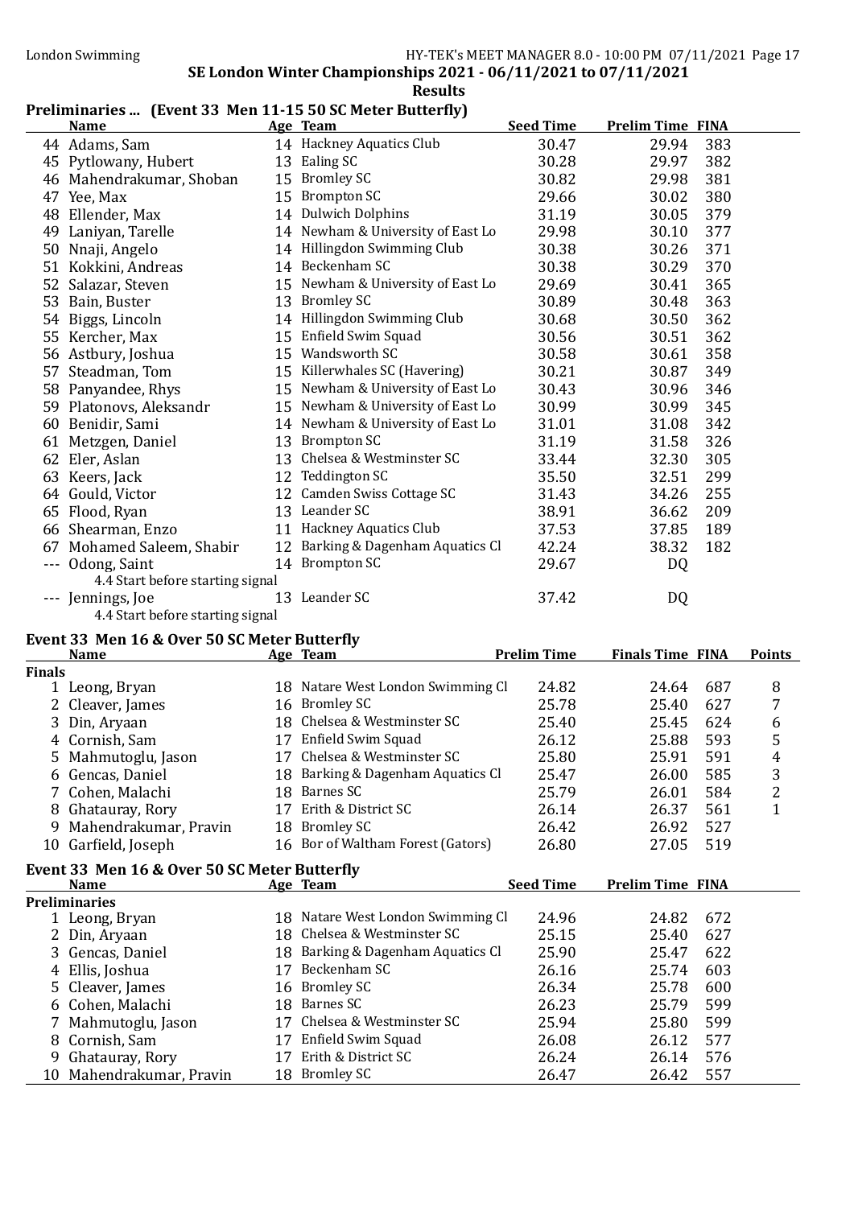SE London Winter Championships 2021 - 06/11/2021 to 07/11/2021

**Results**

## Preliminaries ... (Event 33 Men 11-15 50 SC Meter Butterfly)

| | Name | Age | Team | Seed Time | Prelim Time | FINA |
|---|---|---|---|---|---|---|
| 44 | Adams, Sam | 14 | Hackney Aquatics Club | 30.47 | 29.94 | 383 |
| 45 | Pytlowany, Hubert | 13 | Ealing SC | 30.28 | 29.97 | 382 |
| 46 | Mahendrakumar, Shoban | 15 | Bromley SC | 30.82 | 29.98 | 381 |
| 47 | Yee, Max | 15 | Brompton SC | 29.66 | 30.02 | 380 |
| 48 | Ellender, Max | 14 | Dulwich Dolphins | 31.19 | 30.05 | 379 |
| 49 | Laniyan, Tarelle | 14 | Newham & University of East Lo | 29.98 | 30.10 | 377 |
| 50 | Nnaji, Angelo | 14 | Hillingdon Swimming Club | 30.38 | 30.26 | 371 |
| 51 | Kokkini, Andreas | 14 | Beckenham SC | 30.38 | 30.29 | 370 |
| 52 | Salazar, Steven | 15 | Newham & University of East Lo | 29.69 | 30.41 | 365 |
| 53 | Bain, Buster | 13 | Bromley SC | 30.89 | 30.48 | 363 |
| 54 | Biggs, Lincoln | 14 | Hillingdon Swimming Club | 30.68 | 30.50 | 362 |
| 55 | Kercher, Max | 15 | Enfield Swim Squad | 30.56 | 30.51 | 362 |
| 56 | Astbury, Joshua | 15 | Wandsworth SC | 30.58 | 30.61 | 358 |
| 57 | Steadman, Tom | 15 | Killerwhales SC (Havering) | 30.21 | 30.87 | 349 |
| 58 | Panyandee, Rhys | 15 | Newham & University of East Lo | 30.43 | 30.96 | 346 |
| 59 | Platonovs, Aleksandr | 15 | Newham & University of East Lo | 30.99 | 30.99 | 345 |
| 60 | Benidir, Sami | 14 | Newham & University of East Lo | 31.01 | 31.08 | 342 |
| 61 | Metzgen, Daniel | 13 | Brompton SC | 31.19 | 31.58 | 326 |
| 62 | Eler, Aslan | 13 | Chelsea & Westminster SC | 33.44 | 32.30 | 305 |
| 63 | Keers, Jack | 12 | Teddington SC | 35.50 | 32.51 | 299 |
| 64 | Gould, Victor | 12 | Camden Swiss Cottage SC | 31.43 | 34.26 | 255 |
| 65 | Flood, Ryan | 13 | Leander SC | 38.91 | 36.62 | 209 |
| 66 | Shearman, Enzo | 11 | Hackney Aquatics Club | 37.53 | 37.85 | 189 |
| 67 | Mohamed Saleem, Shabir | 12 | Barking & Dagenham Aquatics Cl | 42.24 | 38.32 | 182 |
| --- | Odong, Saint | 14 | Brompton SC | 29.67 | DQ | |
| | 4.4 Start before starting signal | | | | | |
| --- | Jennings, Joe | 13 | Leander SC | 37.42 | DQ | |
| | 4.4 Start before starting signal | | | | | |

## Event 33 Men 16 & Over 50 SC Meter Butterfly

| | Name | Age | Team | Prelim Time | Finals Time | FINA | Points |
|---|---|---|---|---|---|---|---|
| **Finals** | | | | | | | |
| 1 | Leong, Bryan | 18 | Natare West London Swimming Cl | 24.82 | 24.64 | 687 | 8 |
| 2 | Cleaver, James | 16 | Bromley SC | 25.78 | 25.40 | 627 | 7 |
| 3 | Din, Aryaan | 18 | Chelsea & Westminster SC | 25.40 | 25.45 | 624 | 6 |
| 4 | Cornish, Sam | 17 | Enfield Swim Squad | 26.12 | 25.88 | 593 | 5 |
| 5 | Mahmutoglu, Jason | 17 | Chelsea & Westminster SC | 25.80 | 25.91 | 591 | 4 |
| 6 | Gencas, Daniel | 18 | Barking & Dagenham Aquatics Cl | 25.47 | 26.00 | 585 | 3 |
| 7 | Cohen, Malachi | 18 | Barnes SC | 25.79 | 26.01 | 584 | 2 |
| 8 | Ghatauray, Rory | 17 | Erith & District SC | 26.14 | 26.37 | 561 | 1 |
| 9 | Mahendrakumar, Pravin | 18 | Bromley SC | 26.42 | 26.92 | 527 | |
| 10 | Garfield, Joseph | 16 | Bor of Waltham Forest (Gators) | 26.80 | 27.05 | 519 | |

## Event 33 Men 16 & Over 50 SC Meter Butterfly

| | Name | Age | Team | Seed Time | Prelim Time | FINA |
|---|---|---|---|---|---|---|
| **Preliminaries** | | | | | | |
| 1 | Leong, Bryan | 18 | Natare West London Swimming Cl | 24.96 | 24.82 | 672 |
| 2 | Din, Aryaan | 18 | Chelsea & Westminster SC | 25.15 | 25.40 | 627 |
| 3 | Gencas, Daniel | 18 | Barking & Dagenham Aquatics Cl | 25.90 | 25.47 | 622 |
| 4 | Ellis, Joshua | 17 | Beckenham SC | 26.16 | 25.74 | 603 |
| 5 | Cleaver, James | 16 | Bromley SC | 26.34 | 25.78 | 600 |
| 6 | Cohen, Malachi | 18 | Barnes SC | 26.23 | 25.79 | 599 |
| 7 | Mahmutoglu, Jason | 17 | Chelsea & Westminster SC | 25.94 | 25.80 | 599 |
| 8 | Cornish, Sam | 17 | Enfield Swim Squad | 26.08 | 26.12 | 577 |
| 9 | Ghatauray, Rory | 17 | Erith & District SC | 26.24 | 26.14 | 576 |
| 10 | Mahendrakumar, Pravin | 18 | Bromley SC | 26.47 | 26.42 | 557 |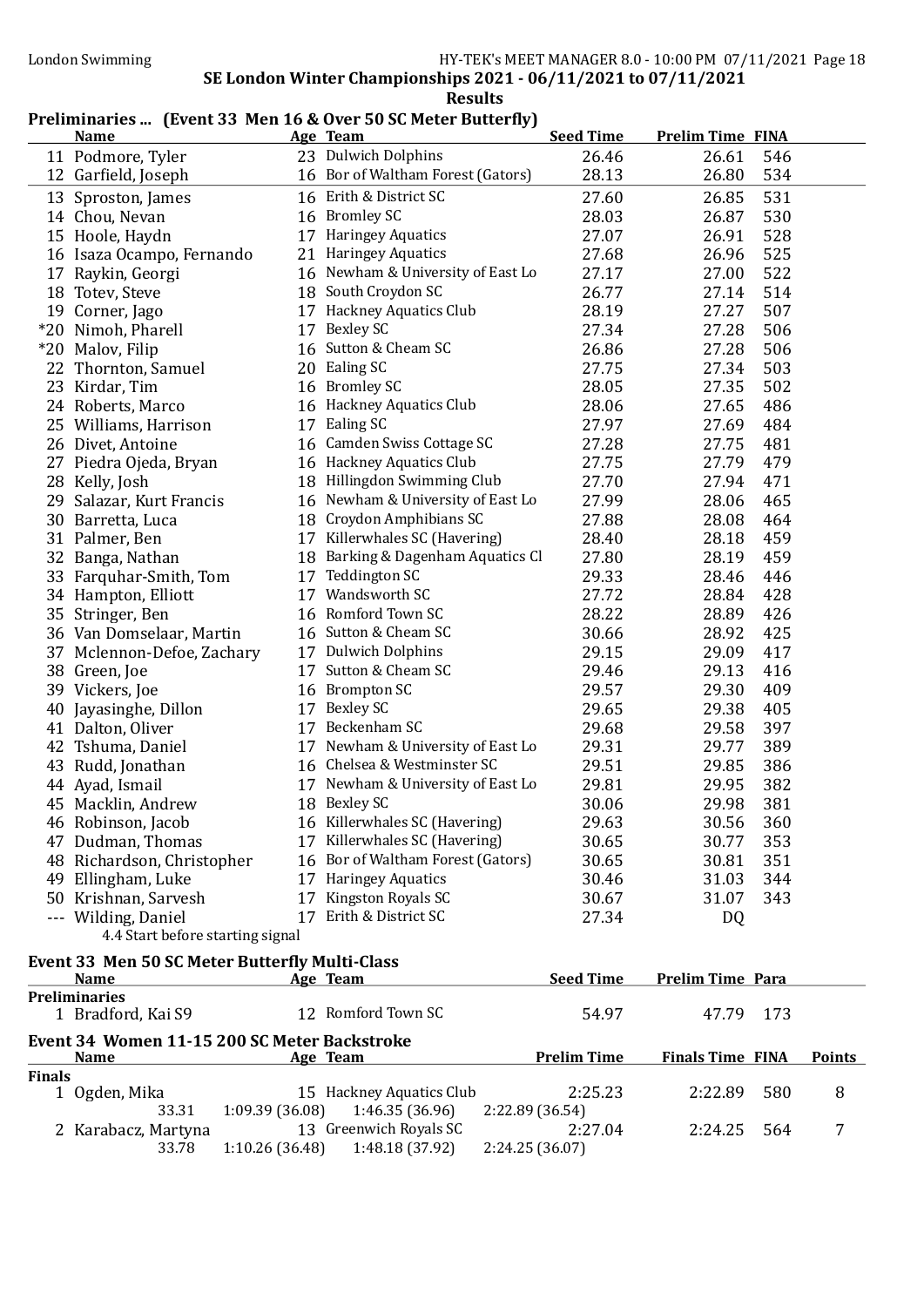**SE London Winter Championships 2021 - 06/11/2021 to 07/11/2021**

**Results**

## Preliminaries ... (Event 33 Men 16 & Over 50 SC Meter Butterfly)

| | Name | Age | Team | Seed Time | Prelim Time | FINA |
|---|---|---|---|---|---|---|
| 11 | Podmore, Tyler | 23 | Dulwich Dolphins | 26.46 | 26.61 | 546 |
| 12 | Garfield, Joseph | 16 | Bor of Waltham Forest (Gators) | 28.13 | 26.80 | 534 |
| 13 | Sproston, James | 16 | Erith & District SC | 27.60 | 26.85 | 531 |
| 14 | Chou, Nevan | 16 | Bromley SC | 28.03 | 26.87 | 530 |
| 15 | Hoole, Haydn | 17 | Haringey Aquatics | 27.07 | 26.91 | 528 |
| 16 | Isaza Ocampo, Fernando | 21 | Haringey Aquatics | 27.68 | 26.96 | 525 |
| 17 | Raykin, Georgi | 16 | Newham & University of East Lo | 27.17 | 27.00 | 522 |
| 18 | Totev, Steve | 18 | South Croydon SC | 26.77 | 27.14 | 514 |
| 19 | Corner, Jago | 17 | Hackney Aquatics Club | 28.19 | 27.27 | 507 |
| *20 | Nimoh, Pharell | 17 | Bexley SC | 27.34 | 27.28 | 506 |
| *20 | Malov, Filip | 16 | Sutton & Cheam SC | 26.86 | 27.28 | 506 |
| 22 | Thornton, Samuel | 20 | Ealing SC | 27.75 | 27.34 | 503 |
| 23 | Kirdar, Tim | 16 | Bromley SC | 28.05 | 27.35 | 502 |
| 24 | Roberts, Marco | 16 | Hackney Aquatics Club | 28.06 | 27.65 | 486 |
| 25 | Williams, Harrison | 17 | Ealing SC | 27.97 | 27.69 | 484 |
| 26 | Divet, Antoine | 16 | Camden Swiss Cottage SC | 27.28 | 27.75 | 481 |
| 27 | Piedra Ojeda, Bryan | 16 | Hackney Aquatics Club | 27.75 | 27.79 | 479 |
| 28 | Kelly, Josh | 18 | Hillingdon Swimming Club | 27.70 | 27.94 | 471 |
| 29 | Salazar, Kurt Francis | 16 | Newham & University of East Lo | 27.99 | 28.06 | 465 |
| 30 | Barretta, Luca | 18 | Croydon Amphibians SC | 27.88 | 28.08 | 464 |
| 31 | Palmer, Ben | 17 | Killerwhales SC (Havering) | 28.40 | 28.18 | 459 |
| 32 | Banga, Nathan | 18 | Barking & Dagenham Aquatics Cl | 27.80 | 28.19 | 459 |
| 33 | Farquhar-Smith, Tom | 17 | Teddington SC | 29.33 | 28.46 | 446 |
| 34 | Hampton, Elliott | 17 | Wandsworth SC | 27.72 | 28.84 | 428 |
| 35 | Stringer, Ben | 16 | Romford Town SC | 28.22 | 28.89 | 426 |
| 36 | Van Domselaar, Martin | 16 | Sutton & Cheam SC | 30.66 | 28.92 | 425 |
| 37 | Mclennon-Defoe, Zachary | 17 | Dulwich Dolphins | 29.15 | 29.09 | 417 |
| 38 | Green, Joe | 17 | Sutton & Cheam SC | 29.46 | 29.13 | 416 |
| 39 | Vickers, Joe | 16 | Brompton SC | 29.57 | 29.30 | 409 |
| 40 | Jayasinghe, Dillon | 17 | Bexley SC | 29.65 | 29.38 | 405 |
| 41 | Dalton, Oliver | 17 | Beckenham SC | 29.68 | 29.58 | 397 |
| 42 | Tshuma, Daniel | 17 | Newham & University of East Lo | 29.31 | 29.77 | 389 |
| 43 | Rudd, Jonathan | 16 | Chelsea & Westminster SC | 29.51 | 29.85 | 386 |
| 44 | Ayad, Ismail | 17 | Newham & University of East Lo | 29.81 | 29.95 | 382 |
| 45 | Macklin, Andrew | 18 | Bexley SC | 30.06 | 29.98 | 381 |
| 46 | Robinson, Jacob | 16 | Killerwhales SC (Havering) | 29.63 | 30.56 | 360 |
| 47 | Dudman, Thomas | 17 | Killerwhales SC (Havering) | 30.65 | 30.77 | 353 |
| 48 | Richardson, Christopher | 16 | Bor of Waltham Forest (Gators) | 30.65 | 30.81 | 351 |
| 49 | Ellingham, Luke | 17 | Haringey Aquatics | 30.46 | 31.03 | 344 |
| 50 | Krishnan, Sarvesh | 17 | Kingston Royals SC | 30.67 | 31.07 | 343 |
| --- | Wilding, Daniel | 17 | Erith & District SC | 27.34 | DQ | |
| | 4.4 Start before starting signal | | | | | |

## Event 33 Men 50 SC Meter Butterfly Multi-Class

| | Name | Age | Team | Seed Time | Prelim Time | Para |
|---|---|---|---|---|---|---|
| **Preliminaries** | | | | | | |
| 1 | Bradford, Kai S9 | 12 | Romford Town SC | 54.97 | 47.79 | 173 |

## Event 34 Women 11-15 200 SC Meter Backstroke

| | Name | Age | Team | Prelim Time | Finals Time | FINA | Points |
|---|---|---|---|---|---|---|---|
| **Finals** | | | | | | | |
| 1 | Ogden, Mika | 15 | Hackney Aquatics Club | 2:25.23 | 2:22.89 | 580 | 8 |
| | 33.31 | 1:09.39 (36.08) | 1:46.35 (36.96) | 2:22.89 (36.54) | | | |
| 2 | Karabacz, Martyna | 13 | Greenwich Royals SC | 2:27.04 | 2:24.25 | 564 | 7 |
| | 33.78 | 1:10.26 (36.48) | 1:48.18 (37.92) | 2:24.25 (36.07) | | | |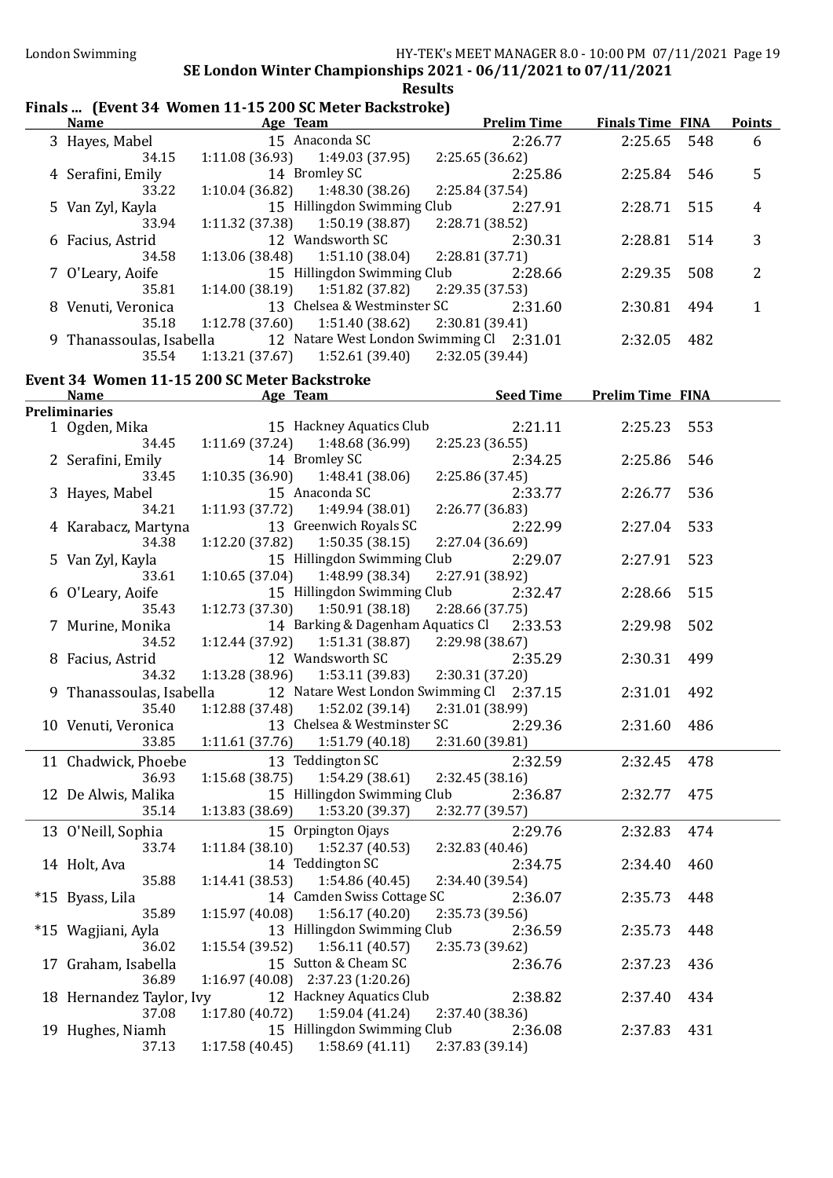## SE London Winter Championships 2021 - 06/11/2021 to 07/11/2021

### Results

#### Finals ... (Event 34 Women 11-15 200 SC Meter Backstroke)

| Name | Age | Team | Prelim Time | Finals Time | FINA | Points |
|---|---|---|---|---|---|---|
| 3 Hayes, Mabel | 15 | Anaconda SC | 2:26.77 | 2:25.65 | 548 | 6 |
| 34.15 1:11.08 (36.93) 1:49.03 (37.95) 2:25.65 (36.62) | | | | | | |
| 4 Serafini, Emily | 14 | Bromley SC | 2:25.86 | 2:25.84 | 546 | 5 |
| 33.22 1:10.04 (36.82) 1:48.30 (38.26) 2:25.84 (37.54) | | | | | | |
| 5 Van Zyl, Kayla | 15 | Hillingdon Swimming Club | 2:27.91 | 2:28.71 | 515 | 4 |
| 33.94 1:11.32 (37.38) 1:50.19 (38.87) 2:28.71 (38.52) | | | | | | |
| 6 Facius, Astrid | 12 | Wandsworth SC | 2:30.31 | 2:28.81 | 514 | 3 |
| 34.58 1:13.06 (38.48) 1:51.10 (38.04) 2:28.81 (37.71) | | | | | | |
| 7 O'Leary, Aoife | 15 | Hillingdon Swimming Club | 2:28.66 | 2:29.35 | 508 | 2 |
| 35.81 1:14.00 (38.19) 1:51.82 (37.82) 2:29.35 (37.53) | | | | | | |
| 8 Venuti, Veronica | 13 | Chelsea & Westminster SC | 2:31.60 | 2:30.81 | 494 | 1 |
| 35.18 1:12.78 (37.60) 1:51.40 (38.62) 2:30.81 (39.41) | | | | | | |
| 9 Thanassoulas, Isabella | 12 | Natare West London Swimming Cl | 2:31.01 | 2:32.05 | 482 | |
| 35.54 1:13.21 (37.67) 1:52.61 (39.40) 2:32.05 (39.44) | | | | | | |

#### Event 34 Women 11-15 200 SC Meter Backstroke

| Name | Age | Team | Seed Time | Prelim Time | FINA |
|---|---|---|---|---|---|
| **Preliminaries** | | | | | |
| 1 Ogden, Mika | 15 | Hackney Aquatics Club | 2:21.11 | 2:25.23 | 553 |
| 34.45 1:11.69 (37.24) 1:48.68 (36.99) 2:25.23 (36.55) | | | | | |
| 2 Serafini, Emily | 14 | Bromley SC | 2:34.25 | 2:25.86 | 546 |
| 33.45 1:10.35 (36.90) 1:48.41 (38.06) 2:25.86 (37.45) | | | | | |
| 3 Hayes, Mabel | 15 | Anaconda SC | 2:33.77 | 2:26.77 | 536 |
| 34.21 1:11.93 (37.72) 1:49.94 (38.01) 2:26.77 (36.83) | | | | | |
| 4 Karabacz, Martyna | 13 | Greenwich Royals SC | 2:22.99 | 2:27.04 | 533 |
| 34.38 1:12.20 (37.82) 1:50.35 (38.15) 2:27.04 (36.69) | | | | | |
| 5 Van Zyl, Kayla | 15 | Hillingdon Swimming Club | 2:29.07 | 2:27.91 | 523 |
| 33.61 1:10.65 (37.04) 1:48.99 (38.34) 2:27.91 (38.92) | | | | | |
| 6 O'Leary, Aoife | 15 | Hillingdon Swimming Club | 2:32.47 | 2:28.66 | 515 |
| 35.43 1:12.73 (37.30) 1:50.91 (38.18) 2:28.66 (37.75) | | | | | |
| 7 Murine, Monika | 14 | Barking & Dagenham Aquatics Cl | 2:33.53 | 2:29.98 | 502 |
| 34.52 1:12.44 (37.92) 1:51.31 (38.87) 2:29.98 (38.67) | | | | | |
| 8 Facius, Astrid | 12 | Wandsworth SC | 2:35.29 | 2:30.31 | 499 |
| 34.32 1:13.28 (38.96) 1:53.11 (39.83) 2:30.31 (37.20) | | | | | |
| 9 Thanassoulas, Isabella | 12 | Natare West London Swimming Cl | 2:37.15 | 2:31.01 | 492 |
| 35.40 1:12.88 (37.48) 1:52.02 (39.14) 2:31.01 (38.99) | | | | | |
| 10 Venuti, Veronica | 13 | Chelsea & Westminster SC | 2:29.36 | 2:31.60 | 486 |
| 33.85 1:11.61 (37.76) 1:51.79 (40.18) 2:31.60 (39.81) | | | | | |
| 11 Chadwick, Phoebe | 13 | Teddington SC | 2:32.59 | 2:32.45 | 478 |
| 36.93 1:15.68 (38.75) 1:54.29 (38.61) 2:32.45 (38.16) | | | | | |
| 12 De Alwis, Malika | 15 | Hillingdon Swimming Club | 2:36.87 | 2:32.77 | 475 |
| 35.14 1:13.83 (38.69) 1:53.20 (39.37) 2:32.77 (39.57) | | | | | |
| 13 O'Neill, Sophia | 15 | Orpington Ojays | 2:29.76 | 2:32.83 | 474 |
| 33.74 1:11.84 (38.10) 1:52.37 (40.53) 2:32.83 (40.46) | | | | | |
| 14 Holt, Ava | 14 | Teddington SC | 2:34.75 | 2:34.40 | 460 |
| 35.88 1:14.41 (38.53) 1:54.86 (40.45) 2:34.40 (39.54) | | | | | |
| *15 Byass, Lila | 14 | Camden Swiss Cottage SC | 2:36.07 | 2:35.73 | 448 |
| 35.89 1:15.97 (40.08) 1:56.17 (40.20) 2:35.73 (39.56) | | | | | |
| *15 Wagjiani, Ayla | 13 | Hillingdon Swimming Club | 2:36.59 | 2:35.73 | 448 |
| 36.02 1:15.54 (39.52) 1:56.11 (40.57) 2:35.73 (39.62) | | | | | |
| 17 Graham, Isabella | 15 | Sutton & Cheam SC | 2:36.76 | 2:37.23 | 436 |
| 36.89 1:16.97 (40.08) 2:37.23 (1:20.26) | | | | | |
| 18 Hernandez Taylor, Ivy | 12 | Hackney Aquatics Club | 2:38.82 | 2:37.40 | 434 |
| 37.08 1:17.80 (40.72) 1:59.04 (41.24) 2:37.40 (38.36) | | | | | |
| 19 Hughes, Niamh | 15 | Hillingdon Swimming Club | 2:36.08 | 2:37.83 | 431 |
| 37.13 1:17.58 (40.45) 1:58.69 (41.11) 2:37.83 (39.14) | | | | | |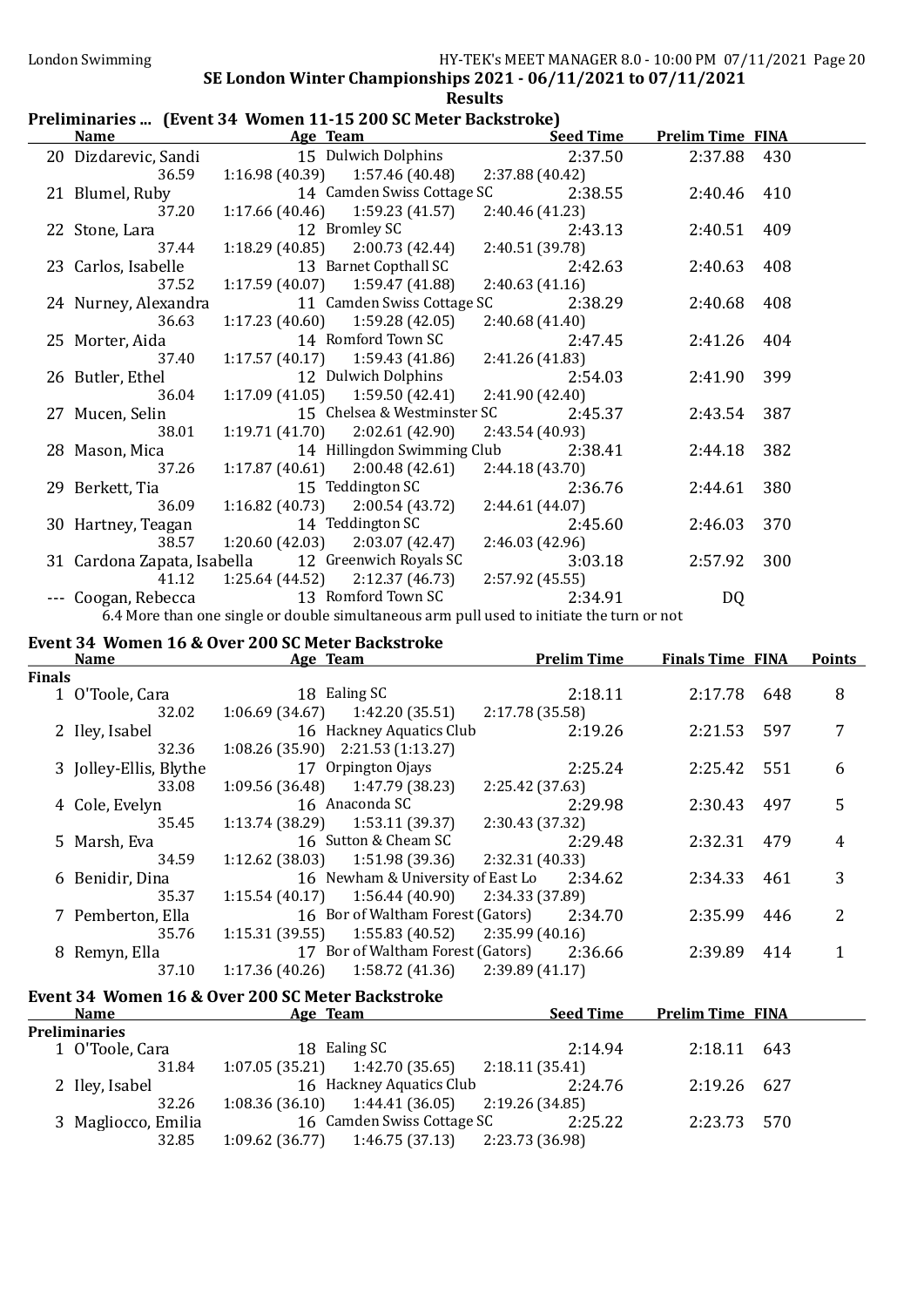SE London Winter Championships 2021 - 06/11/2021 to 07/11/2021

**Results**

## Preliminaries ... (Event 34 Women 11-15 200 SC Meter Backstroke)

| | Name | Age | Team | Seed Time | Prelim Time | FINA |
|---|---|---|---|---|---|---|
| 20 | Dizdarevic, Sandi | 15 | Dulwich Dolphins | 2:37.50 | 2:37.88 | 430 |
| | 36.59 | 1:16.98 (40.39) | 1:57.46 (40.48) | 2:37.88 (40.42) | | |
| 21 | Blumel, Ruby | 14 | Camden Swiss Cottage SC | 2:38.55 | 2:40.46 | 410 |
| | 37.20 | 1:17.66 (40.46) | 1:59.23 (41.57) | 2:40.46 (41.23) | | |
| 22 | Stone, Lara | 12 | Bromley SC | 2:43.13 | 2:40.51 | 409 |
| | 37.44 | 1:18.29 (40.85) | 2:00.73 (42.44) | 2:40.51 (39.78) | | |
| 23 | Carlos, Isabelle | 13 | Barnet Copthall SC | 2:42.63 | 2:40.63 | 408 |
| | 37.52 | 1:17.59 (40.07) | 1:59.47 (41.88) | 2:40.63 (41.16) | | |
| 24 | Nurney, Alexandra | 11 | Camden Swiss Cottage SC | 2:38.29 | 2:40.68 | 408 |
| | 36.63 | 1:17.23 (40.60) | 1:59.28 (42.05) | 2:40.68 (41.40) | | |
| 25 | Morter, Aida | 14 | Romford Town SC | 2:47.45 | 2:41.26 | 404 |
| | 37.40 | 1:17.57 (40.17) | 1:59.43 (41.86) | 2:41.26 (41.83) | | |
| 26 | Butler, Ethel | 12 | Dulwich Dolphins | 2:54.03 | 2:41.90 | 399 |
| | 36.04 | 1:17.09 (41.05) | 1:59.50 (42.41) | 2:41.90 (42.40) | | |
| 27 | Mucen, Selin | 15 | Chelsea & Westminster SC | 2:45.37 | 2:43.54 | 387 |
| | 38.01 | 1:19.71 (41.70) | 2:02.61 (42.90) | 2:43.54 (40.93) | | |
| 28 | Mason, Mica | 14 | Hillingdon Swimming Club | 2:38.41 | 2:44.18 | 382 |
| | 37.26 | 1:17.87 (40.61) | 2:00.48 (42.61) | 2:44.18 (43.70) | | |
| 29 | Berkett, Tia | 15 | Teddington SC | 2:36.76 | 2:44.61 | 380 |
| | 36.09 | 1:16.82 (40.73) | 2:00.54 (43.72) | 2:44.61 (44.07) | | |
| 30 | Hartney, Teagan | 14 | Teddington SC | 2:45.60 | 2:46.03 | 370 |
| | 38.57 | 1:20.60 (42.03) | 2:03.07 (42.47) | 2:46.03 (42.96) | | |
| 31 | Cardona Zapata, Isabella | 12 | Greenwich Royals SC | 3:03.18 | 2:57.92 | 300 |
| | 41.12 | 1:25.64 (44.52) | 2:12.37 (46.73) | 2:57.92 (45.55) | | |
| --- | Coogan, Rebecca | 13 | Romford Town SC | 2:34.91 | DQ | |

6.4 More than one single or double simultaneous arm pull used to initiate the turn or not

## Event 34 Women 16 & Over 200 SC Meter Backstroke

| | Name | Age | Team | Prelim Time | Finals Time | FINA | Points |
|---|---|---|---|---|---|---|---|
| **Finals** | | | | | | | |
| 1 | O'Toole, Cara | 18 | Ealing SC | 2:18.11 | 2:17.78 | 648 | 8 |
| | 32.02 | 1:06.69 (34.67) | 1:42.20 (35.51) | 2:17.78 (35.58) | | | |
| 2 | Iley, Isabel | 16 | Hackney Aquatics Club | 2:19.26 | 2:21.53 | 597 | 7 |
| | 32.36 | 1:08.26 (35.90) | 2:21.53 (1:13.27) | | | | |
| 3 | Jolley-Ellis, Blythe | 17 | Orpington Ojays | 2:25.24 | 2:25.42 | 551 | 6 |
| | 33.08 | 1:09.56 (36.48) | 1:47.79 (38.23) | 2:25.42 (37.63) | | | |
| 4 | Cole, Evelyn | 16 | Anaconda SC | 2:29.98 | 2:30.43 | 497 | 5 |
| | 35.45 | 1:13.74 (38.29) | 1:53.11 (39.37) | 2:30.43 (37.32) | | | |
| 5 | Marsh, Eva | 16 | Sutton & Cheam SC | 2:29.48 | 2:32.31 | 479 | 4 |
| | 34.59 | 1:12.62 (38.03) | 1:51.98 (39.36) | 2:32.31 (40.33) | | | |
| 6 | Benidir, Dina | 16 | Newham & University of East Lo | 2:34.62 | 2:34.33 | 461 | 3 |
| | 35.37 | 1:15.54 (40.17) | 1:56.44 (40.90) | 2:34.33 (37.89) | | | |
| 7 | Pemberton, Ella | 16 | Bor of Waltham Forest (Gators) | 2:34.70 | 2:35.99 | 446 | 2 |
| | 35.76 | 1:15.31 (39.55) | 1:55.83 (40.52) | 2:35.99 (40.16) | | | |
| 8 | Remyn, Ella | 17 | Bor of Waltham Forest (Gators) | 2:36.66 | 2:39.89 | 414 | 1 |
| | 37.10 | 1:17.36 (40.26) | 1:58.72 (41.36) | 2:39.89 (41.17) | | | |

## Event 34 Women 16 & Over 200 SC Meter Backstroke

| | Name | Age | Team | Seed Time | Prelim Time | FINA |
|---|---|---|---|---|---|---|
| **Preliminaries** | | | | | | |
| 1 | O'Toole, Cara | 18 | Ealing SC | 2:14.94 | 2:18.11 | 643 |
| | 31.84 | 1:07.05 (35.21) | 1:42.70 (35.65) | 2:18.11 (35.41) | | |
| 2 | Iley, Isabel | 16 | Hackney Aquatics Club | 2:24.76 | 2:19.26 | 627 |
| | 32.26 | 1:08.36 (36.10) | 1:44.41 (36.05) | 2:19.26 (34.85) | | |
| 3 | Magliocco, Emilia | 16 | Camden Swiss Cottage SC | 2:25.22 | 2:23.73 | 570 |
| | 32.85 | 1:09.62 (36.77) | 1:46.75 (37.13) | 2:23.73 (36.98) | | |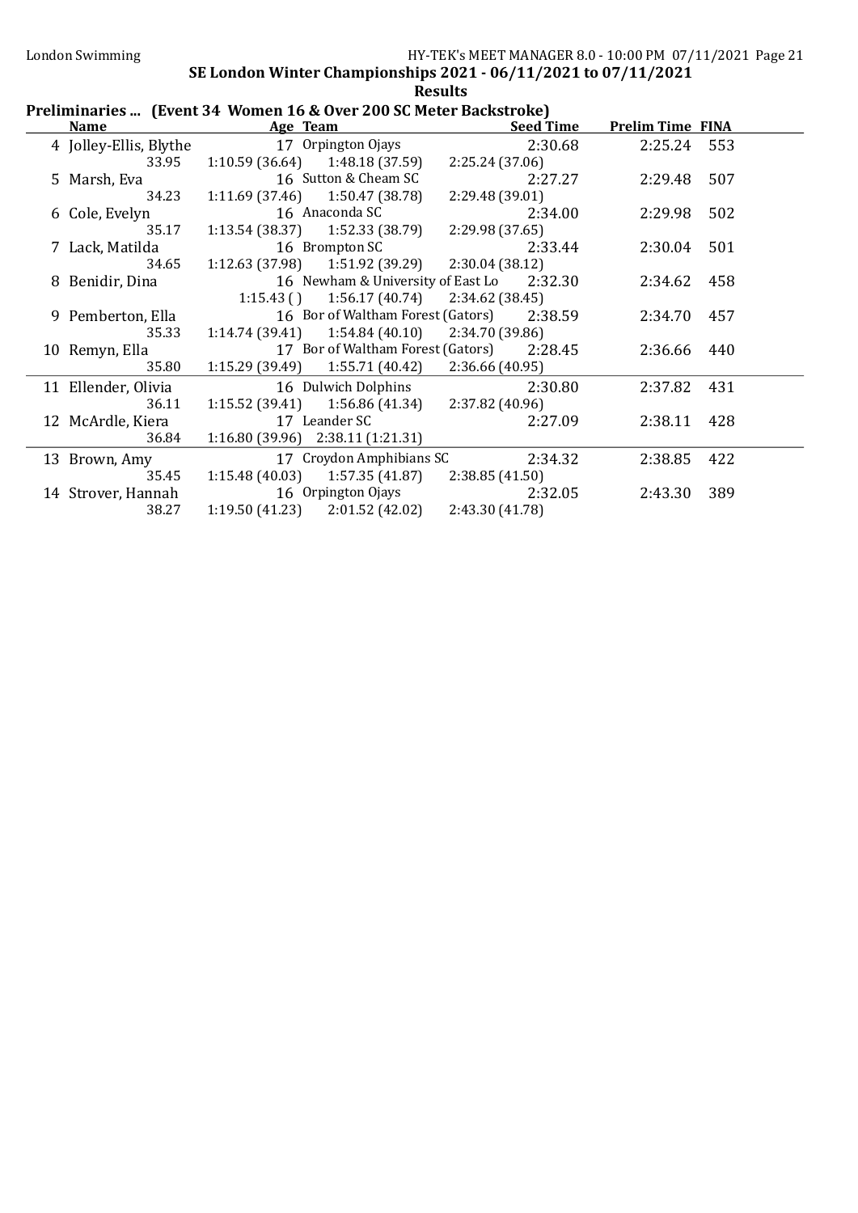SE London Winter Championships 2021 - 06/11/2021 to 07/11/2021

**Results**

**Preliminaries ... (Event 34 Women 16 & Over 200 SC Meter Backstroke)**

| Name | Age | Team | Seed Time | Prelim Time | FINA |
|---|---|---|---|---|---|
| 4 Jolley-Ellis, Blythe | 17 | Orpington Ojays | 2:30.68 | 2:25.24 | 553 |
| 33.95 | 1:10.59 (36.64) | 1:48.18 (37.59) | 2:25.24 (37.06) | | |
| 5 Marsh, Eva | 16 | Sutton & Cheam SC | 2:27.27 | 2:29.48 | 507 |
| 34.23 | 1:11.69 (37.46) | 1:50.47 (38.78) | 2:29.48 (39.01) | | |
| 6 Cole, Evelyn | 16 | Anaconda SC | 2:34.00 | 2:29.98 | 502 |
| 35.17 | 1:13.54 (38.37) | 1:52.33 (38.79) | 2:29.98 (37.65) | | |
| 7 Lack, Matilda | 16 | Brompton SC | 2:33.44 | 2:30.04 | 501 |
| 34.65 | 1:12.63 (37.98) | 1:51.92 (39.29) | 2:30.04 (38.12) | | |
| 8 Benidir, Dina | 16 | Newham & University of East Lo | 2:32.30 | 2:34.62 | 458 |
| | 1:15.43 ( ) | 1:56.17 (40.74) | 2:34.62 (38.45) | | |
| 9 Pemberton, Ella | 16 | Bor of Waltham Forest (Gators) | 2:38.59 | 2:34.70 | 457 |
| 35.33 | 1:14.74 (39.41) | 1:54.84 (40.10) | 2:34.70 (39.86) | | |
| 10 Remyn, Ella | 17 | Bor of Waltham Forest (Gators) | 2:28.45 | 2:36.66 | 440 |
| 35.80 | 1:15.29 (39.49) | 1:55.71 (40.42) | 2:36.66 (40.95) | | |
| 11 Ellender, Olivia | 16 | Dulwich Dolphins | 2:30.80 | 2:37.82 | 431 |
| 36.11 | 1:15.52 (39.41) | 1:56.86 (41.34) | 2:37.82 (40.96) | | |
| 12 McArdle, Kiera | 17 | Leander SC | 2:27.09 | 2:38.11 | 428 |
| 36.84 | 1:16.80 (39.96) | 2:38.11 (1:21.31) | | | |
| 13 Brown, Amy | 17 | Croydon Amphibians SC | 2:34.32 | 2:38.85 | 422 |
| 35.45 | 1:15.48 (40.03) | 1:57.35 (41.87) | 2:38.85 (41.50) | | |
| 14 Strover, Hannah | 16 | Orpington Ojays | 2:32.05 | 2:43.30 | 389 |
| 38.27 | 1:19.50 (41.23) | 2:01.52 (42.02) | 2:43.30 (41.78) | | |